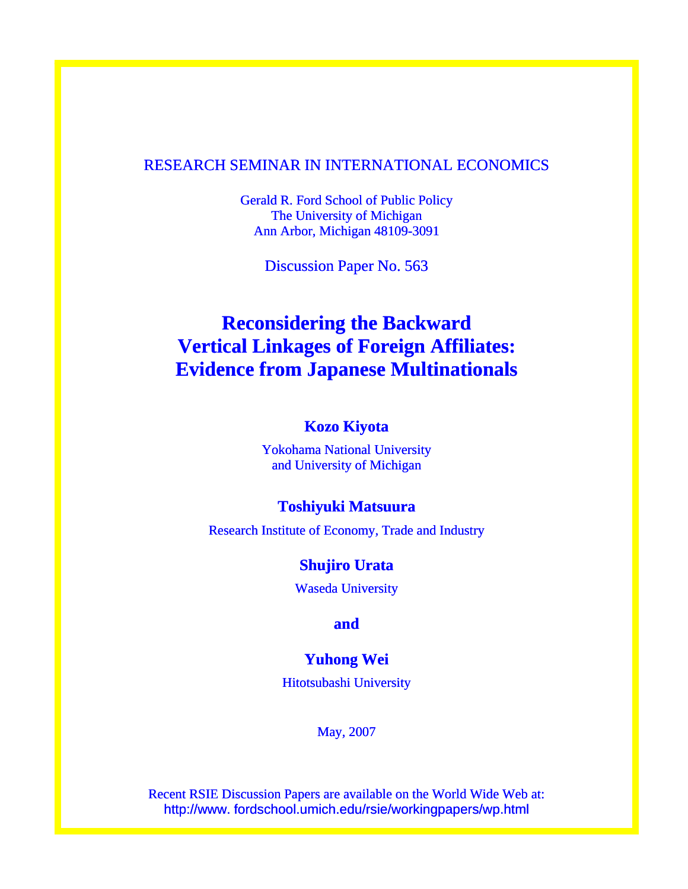RESEARCH SEMINAR IN INTERNATIONAL ECONOMICS

Gerald R. Ford School of Public Policy
The University of Michigan
Ann Arbor, Michigan 48109-3091

Discussion Paper No. 563

# Reconsidering the Backward Vertical Linkages of Foreign Affiliates: Evidence from Japanese Multinationals

**Kozo Kiyota**

Yokohama National University
and University of Michigan

**Toshiyuki Matsuura**

Research Institute of Economy, Trade and Industry

**Shujiro Urata**

Waseda University

**and**

**Yuhong Wei**

Hitotsubashi University

May, 2007

Recent RSIE Discussion Papers are available on the World Wide Web at:
http://www. fordschool.umich.edu/rsie/workingpapers/wp.html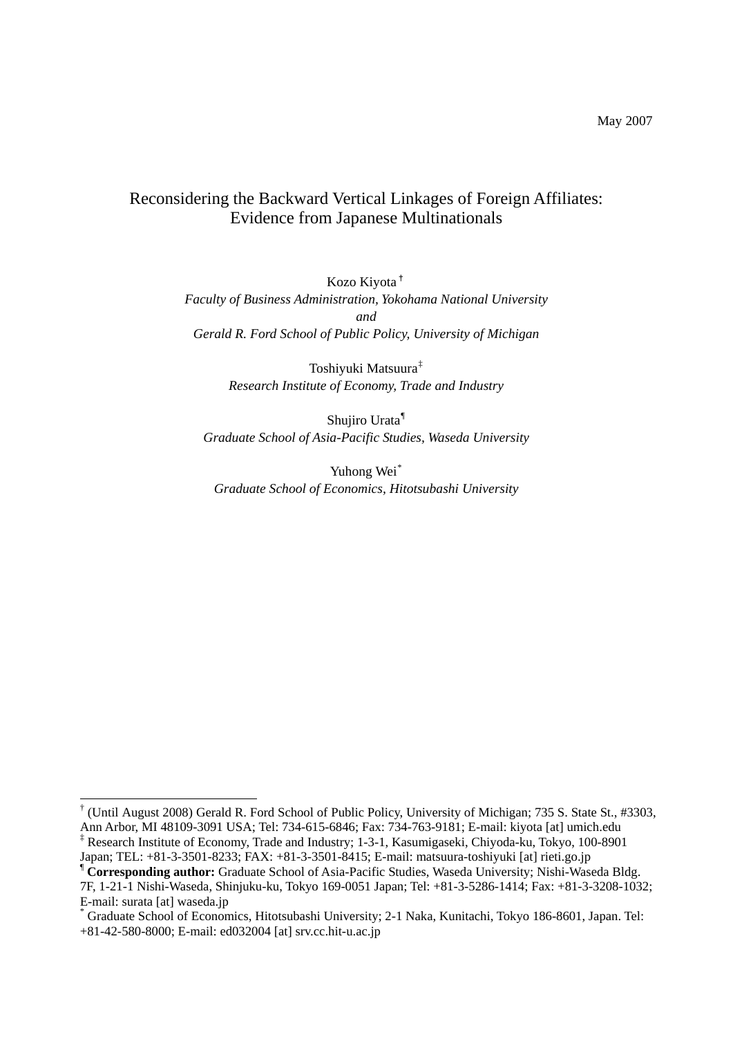May 2007

# Reconsidering the Backward Vertical Linkages of Foreign Affiliates: Evidence from Japanese Multinationals

Kozo Kiyota[†]
*Faculty of Business Administration, Yokohama National University*
*and*
*Gerald R. Ford School of Public Policy, University of Michigan*

Toshiyuki Matsuura[‡]
*Research Institute of Economy, Trade and Industry*

Shujiro Urata[¶]
*Graduate School of Asia-Pacific Studies, Waseda University*

Yuhong Wei[*]
*Graduate School of Economics, Hitotsubashi University*

---

[†] (Until August 2008) Gerald R. Ford School of Public Policy, University of Michigan; 735 S. State St., #3303, Ann Arbor, MI 48109-3091 USA; Tel: 734-615-6846; Fax: 734-763-9181; E-mail: kiyota [at] umich.edu

[‡] Research Institute of Economy, Trade and Industry; 1-3-1, Kasumigaseki, Chiyoda-ku, Tokyo, 100-8901 Japan; TEL: +81-3-3501-8233; FAX: +81-3-3501-8415; E-mail: matsuura-toshiyuki [at] rieti.go.jp

[¶] **Corresponding author:** Graduate School of Asia-Pacific Studies, Waseda University; Nishi-Waseda Bldg. 7F, 1-21-1 Nishi-Waseda, Shinjuku-ku, Tokyo 169-0051 Japan; Tel: +81-3-5286-1414; Fax: +81-3-3208-1032; E-mail: surata [at] waseda.jp

[*] Graduate School of Economics, Hitotsubashi University; 2-1 Naka, Kunitachi, Tokyo 186-8601, Japan. Tel: +81-42-580-8000; E-mail: ed032004 [at] srv.cc.hit-u.ac.jp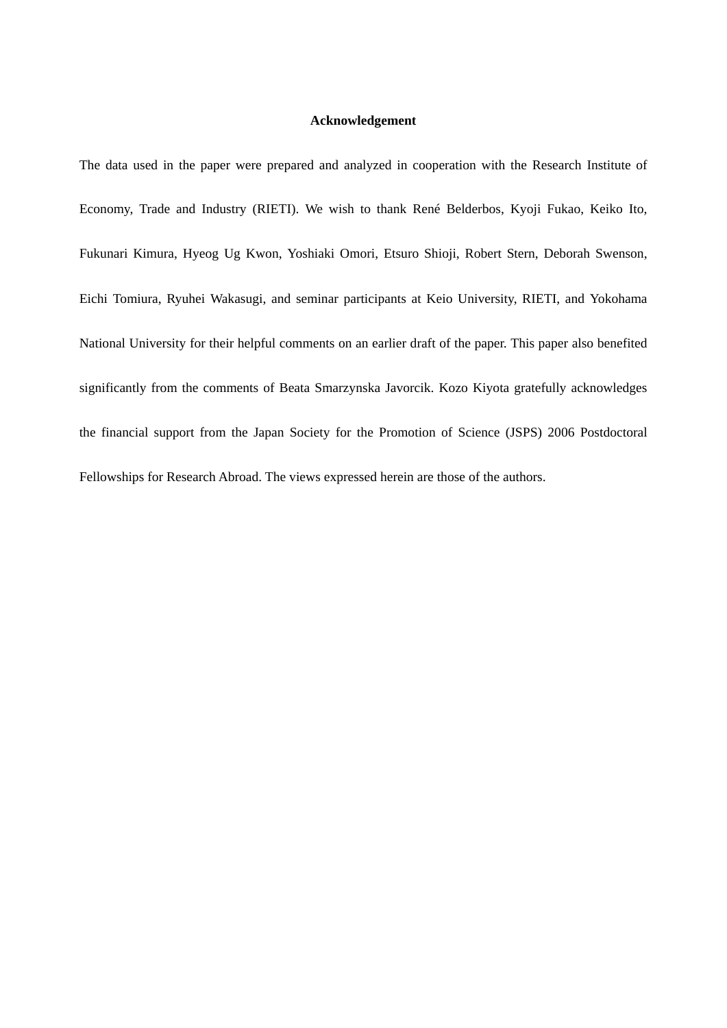## Acknowledgement

The data used in the paper were prepared and analyzed in cooperation with the Research Institute of Economy, Trade and Industry (RIETI). We wish to thank René Belderbos, Kyoji Fukao, Keiko Ito, Fukunari Kimura, Hyeog Ug Kwon, Yoshiaki Omori, Etsuro Shioji, Robert Stern, Deborah Swenson, Eichi Tomiura, Ryuhei Wakasugi, and seminar participants at Keio University, RIETI, and Yokohama National University for their helpful comments on an earlier draft of the paper. This paper also benefited significantly from the comments of Beata Smarzynska Javorcik. Kozo Kiyota gratefully acknowledges the financial support from the Japan Society for the Promotion of Science (JSPS) 2006 Postdoctoral Fellowships for Research Abroad. The views expressed herein are those of the authors.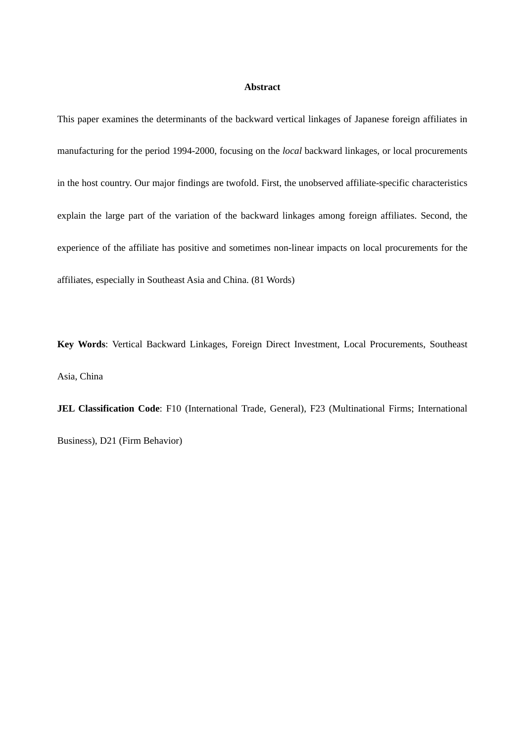**Abstract**

This paper examines the determinants of the backward vertical linkages of Japanese foreign affiliates in manufacturing for the period 1994-2000, focusing on the *local* backward linkages, or local procurements in the host country. Our major findings are twofold. First, the unobserved affiliate-specific characteristics explain the large part of the variation of the backward linkages among foreign affiliates. Second, the experience of the affiliate has positive and sometimes non-linear impacts on local procurements for the affiliates, especially in Southeast Asia and China. (81 Words)

**Key Words**: Vertical Backward Linkages, Foreign Direct Investment, Local Procurements, Southeast Asia, China

**JEL Classification Code**: F10 (International Trade, General), F23 (Multinational Firms; International Business), D21 (Firm Behavior)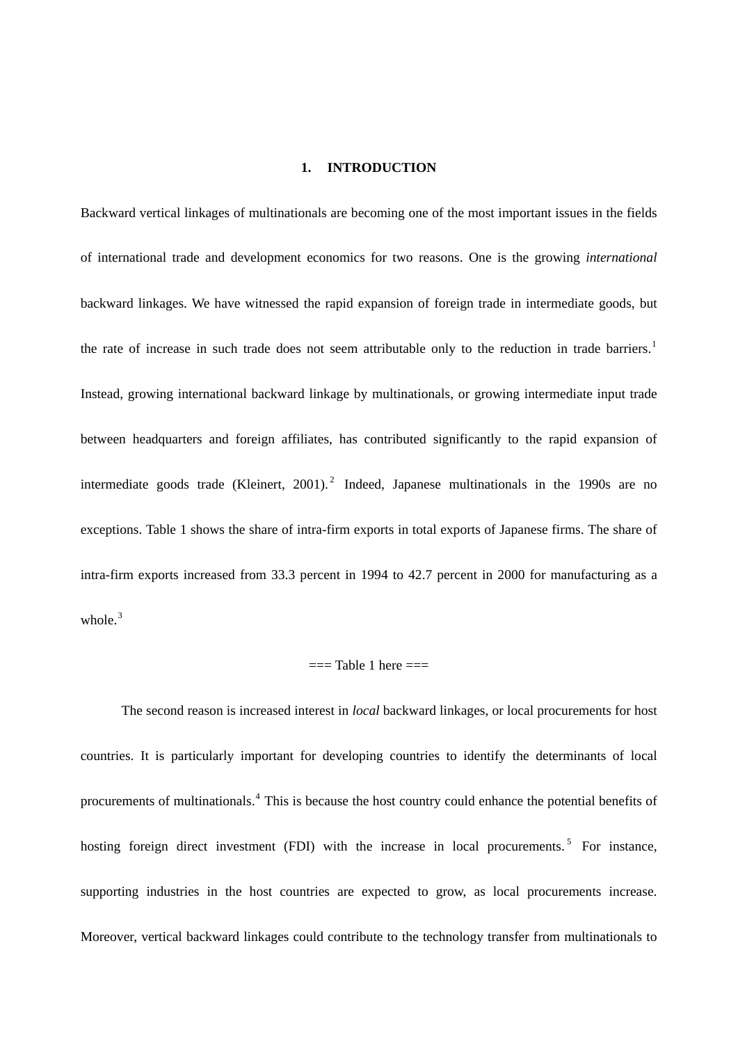# 1. INTRODUCTION

Backward vertical linkages of multinationals are becoming one of the most important issues in the fields of international trade and development economics for two reasons. One is the growing *international* backward linkages. We have witnessed the rapid expansion of foreign trade in intermediate goods, but the rate of increase in such trade does not seem attributable only to the reduction in trade barriers.[1] Instead, growing international backward linkage by multinationals, or growing intermediate input trade between headquarters and foreign affiliates, has contributed significantly to the rapid expansion of intermediate goods trade (Kleinert, 2001).[2] Indeed, Japanese multinationals in the 1990s are no exceptions. Table 1 shows the share of intra-firm exports in total exports of Japanese firms. The share of intra-firm exports increased from 33.3 percent in 1994 to 42.7 percent in 2000 for manufacturing as a whole.[3]

=== Table 1 here ===

The second reason is increased interest in *local* backward linkages, or local procurements for host countries. It is particularly important for developing countries to identify the determinants of local procurements of multinationals.[4] This is because the host country could enhance the potential benefits of hosting foreign direct investment (FDI) with the increase in local procurements.[5] For instance, supporting industries in the host countries are expected to grow, as local procurements increase. Moreover, vertical backward linkages could contribute to the technology transfer from multinationals to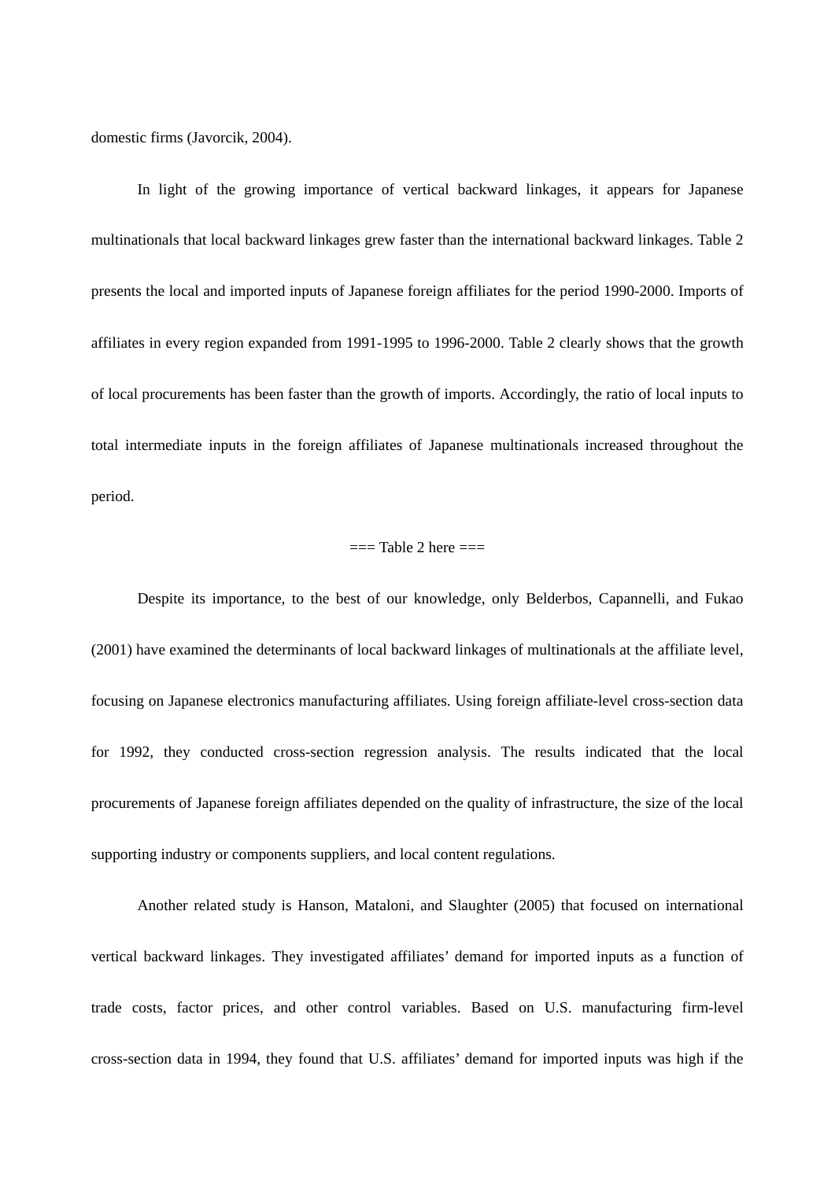domestic firms (Javorcik, 2004).

In light of the growing importance of vertical backward linkages, it appears for Japanese multinationals that local backward linkages grew faster than the international backward linkages. Table 2 presents the local and imported inputs of Japanese foreign affiliates for the period 1990-2000. Imports of affiliates in every region expanded from 1991-1995 to 1996-2000. Table 2 clearly shows that the growth of local procurements has been faster than the growth of imports. Accordingly, the ratio of local inputs to total intermediate inputs in the foreign affiliates of Japanese multinationals increased throughout the period.

=== Table 2 here ===

Despite its importance, to the best of our knowledge, only Belderbos, Capannelli, and Fukao (2001) have examined the determinants of local backward linkages of multinationals at the affiliate level, focusing on Japanese electronics manufacturing affiliates. Using foreign affiliate-level cross-section data for 1992, they conducted cross-section regression analysis. The results indicated that the local procurements of Japanese foreign affiliates depended on the quality of infrastructure, the size of the local supporting industry or components suppliers, and local content regulations.

Another related study is Hanson, Mataloni, and Slaughter (2005) that focused on international vertical backward linkages. They investigated affiliates' demand for imported inputs as a function of trade costs, factor prices, and other control variables. Based on U.S. manufacturing firm-level cross-section data in 1994, they found that U.S. affiliates' demand for imported inputs was high if the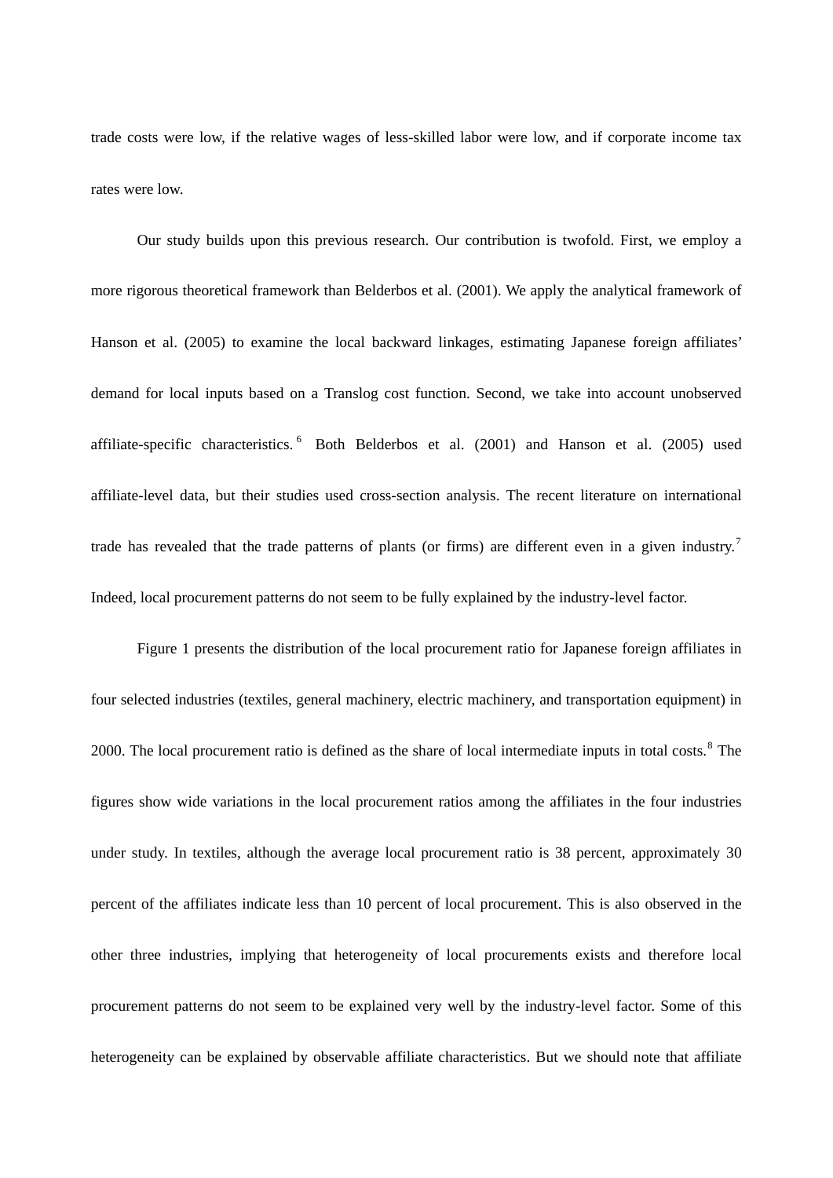trade costs were low, if the relative wages of less-skilled labor were low, and if corporate income tax rates were low.

Our study builds upon this previous research. Our contribution is twofold. First, we employ a more rigorous theoretical framework than Belderbos et al. (2001). We apply the analytical framework of Hanson et al. (2005) to examine the local backward linkages, estimating Japanese foreign affiliates' demand for local inputs based on a Translog cost function. Second, we take into account unobserved affiliate-specific characteristics.[6] Both Belderbos et al. (2001) and Hanson et al. (2005) used affiliate-level data, but their studies used cross-section analysis. The recent literature on international trade has revealed that the trade patterns of plants (or firms) are different even in a given industry.[7] Indeed, local procurement patterns do not seem to be fully explained by the industry-level factor.

Figure 1 presents the distribution of the local procurement ratio for Japanese foreign affiliates in four selected industries (textiles, general machinery, electric machinery, and transportation equipment) in 2000. The local procurement ratio is defined as the share of local intermediate inputs in total costs.[8] The figures show wide variations in the local procurement ratios among the affiliates in the four industries under study. In textiles, although the average local procurement ratio is 38 percent, approximately 30 percent of the affiliates indicate less than 10 percent of local procurement. This is also observed in the other three industries, implying that heterogeneity of local procurements exists and therefore local procurement patterns do not seem to be explained very well by the industry-level factor. Some of this heterogeneity can be explained by observable affiliate characteristics. But we should note that affiliate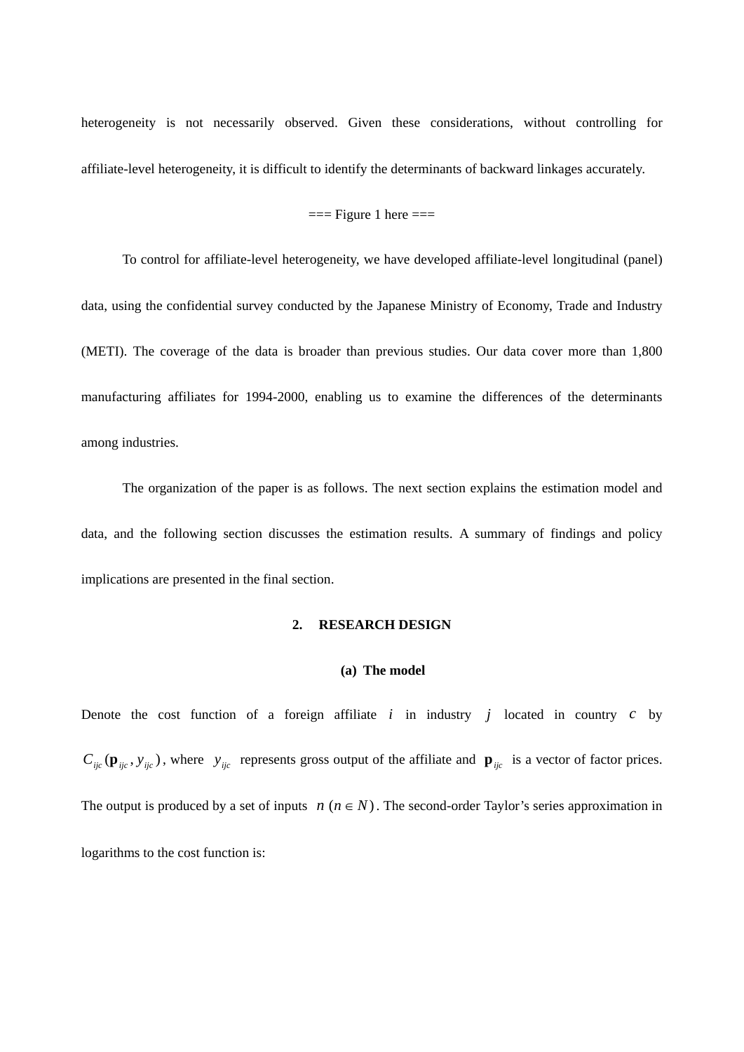heterogeneity is not necessarily observed. Given these considerations, without controlling for affiliate-level heterogeneity, it is difficult to identify the determinants of backward linkages accurately.

=== Figure 1 here ===

To control for affiliate-level heterogeneity, we have developed affiliate-level longitudinal (panel) data, using the confidential survey conducted by the Japanese Ministry of Economy, Trade and Industry (METI). The coverage of the data is broader than previous studies. Our data cover more than 1,800 manufacturing affiliates for 1994-2000, enabling us to examine the differences of the determinants among industries.

The organization of the paper is as follows. The next section explains the estimation model and data, and the following section discusses the estimation results. A summary of findings and policy implications are presented in the final section.

## 2. RESEARCH DESIGN

### (a) The model

Denote the cost function of a foreign affiliate $i$ in industry $j$ located in country $c$ by $C_{ijc}(\mathbf{p}_{ijc}, y_{ijc})$, where $y_{ijc}$ represents gross output of the affiliate and $\mathbf{p}_{ijc}$ is a vector of factor prices. The output is produced by a set of inputs $n \ (n \in N)$. The second-order Taylor's series approximation in logarithms to the cost function is: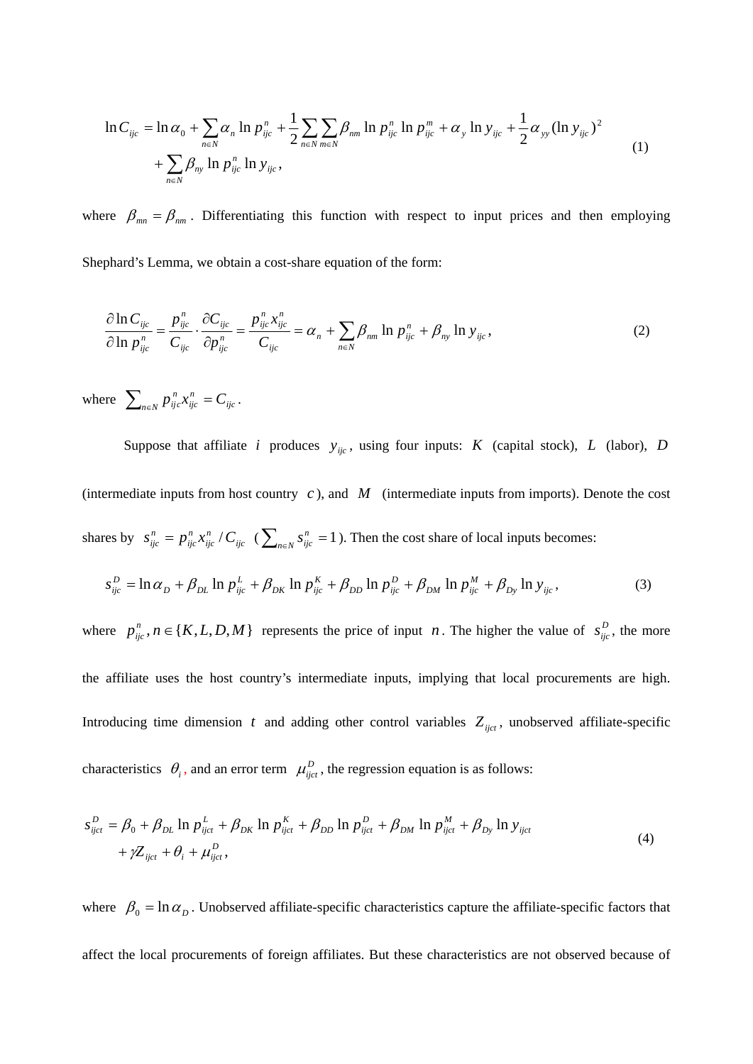$$\ln C_{ijc} = \ln \alpha_0 + \sum_{n \in N} \alpha_n \ln p_{ijc}^n + \frac{1}{2} \sum_{n \in N} \sum_{m \in N} \beta_{nm} \ln p_{ijc}^n \ln p_{ijc}^m + \alpha_y \ln y_{ijc} + \frac{1}{2} \alpha_{yy} (\ln y_{ijc})^2 + \sum_{n \in N} \beta_{ny} \ln p_{ijc}^n \ln y_{ijc}, \tag{1}$$

where $\beta_{mn} = \beta_{nm}$. Differentiating this function with respect to input prices and then employing Shephard's Lemma, we obtain a cost-share equation of the form:

$$\frac{\partial \ln C_{ijc}}{\partial \ln p_{ijc}^n} = \frac{p_{ijc}^n}{C_{ijc}} \cdot \frac{\partial C_{ijc}}{\partial p_{ijc}^n} = \frac{p_{ijc}^n x_{ijc}^n}{C_{ijc}} = \alpha_n + \sum_{n \in N} \beta_{nm} \ln p_{ijc}^n + \beta_{ny} \ln y_{ijc}, \tag{2}$$

where $\sum_{n \in N} p_{ijc}^n x_{ijc}^n = C_{ijc}$.

Suppose that affiliate $i$ produces $y_{ijc}$, using four inputs: $K$ (capital stock), $L$ (labor), $D$ (intermediate inputs from host country $c$), and $M$ (intermediate inputs from imports). Denote the cost shares by $s_{ijc}^n = p_{ijc}^n x_{ijc}^n / C_{ijc}$ ($\sum_{n \in N} s_{ijc}^n = 1$). Then the cost share of local inputs becomes:

$$s_{ijc}^D = \ln \alpha_D + \beta_{DL} \ln p_{ijc}^L + \beta_{DK} \ln p_{ijc}^K + \beta_{DD} \ln p_{ijc}^D + \beta_{DM} \ln p_{ijc}^M + \beta_{Dy} \ln y_{ijc}, \tag{3}$$

where $p_{ijc}^n, n \in \{K, L, D, M\}$ represents the price of input $n$. The higher the value of $s_{ijc}^D$, the more the affiliate uses the host country's intermediate inputs, implying that local procurements are high. Introducing time dimension $t$ and adding other control variables $Z_{ijct}$, unobserved affiliate-specific characteristics $\theta_i$, and an error term $\mu_{ijct}^D$, the regression equation is as follows:

$$s_{ijct}^D = \beta_0 + \beta_{DL} \ln p_{ijct}^L + \beta_{DK} \ln p_{ijct}^K + \beta_{DD} \ln p_{ijct}^D + \beta_{DM} \ln p_{ijct}^M + \beta_{Dy} \ln y_{ijct} + \gamma Z_{ijct} + \theta_i + \mu_{ijct}^D, \tag{4}$$

where $\beta_0 = \ln \alpha_D$. Unobserved affiliate-specific characteristics capture the affiliate-specific factors that affect the local procurements of foreign affiliates. But these characteristics are not observed because of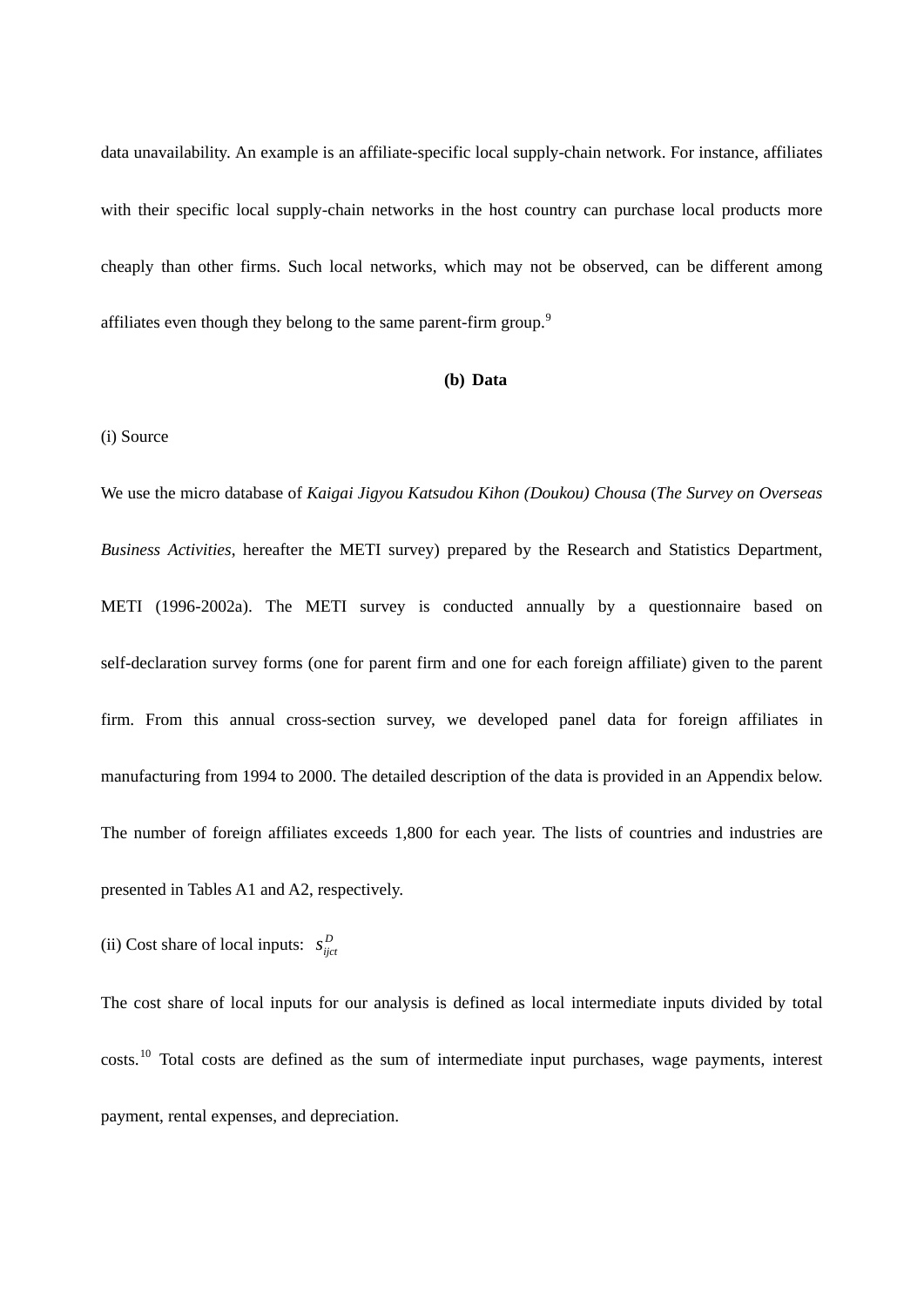data unavailability. An example is an affiliate-specific local supply-chain network. For instance, affiliates with their specific local supply-chain networks in the host country can purchase local products more cheaply than other firms. Such local networks, which may not be observed, can be different among affiliates even though they belong to the same parent-firm group.[9]

### (b) Data

(i) Source

We use the micro database of *Kaigai Jigyou Katsudou Kihon (Doukou) Chousa* (*The Survey on Overseas Business Activities*, hereafter the METI survey) prepared by the Research and Statistics Department, METI (1996-2002a). The METI survey is conducted annually by a questionnaire based on self-declaration survey forms (one for parent firm and one for each foreign affiliate) given to the parent firm. From this annual cross-section survey, we developed panel data for foreign affiliates in manufacturing from 1994 to 2000. The detailed description of the data is provided in an Appendix below. The number of foreign affiliates exceeds 1,800 for each year. The lists of countries and industries are presented in Tables A1 and A2, respectively.

(ii) Cost share of local inputs: $s_{ijct}^{D}$

The cost share of local inputs for our analysis is defined as local intermediate inputs divided by total costs.[10] Total costs are defined as the sum of intermediate input purchases, wage payments, interest payment, rental expenses, and depreciation.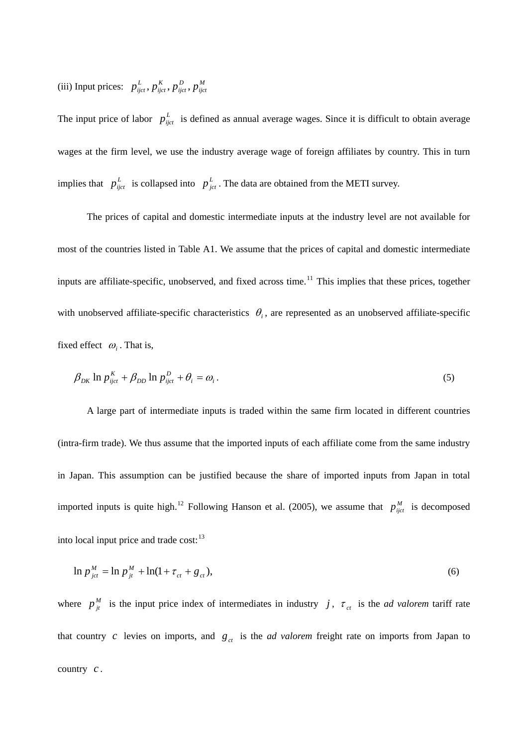(iii) Input prices: $p_{ijct}^{L}, p_{ijct}^{K}, p_{ijct}^{D}, p_{ijct}^{M}$

The input price of labor $p_{ijct}^{L}$ is defined as annual average wages. Since it is difficult to obtain average wages at the firm level, we use the industry average wage of foreign affiliates by country. This in turn implies that $p_{ijct}^{L}$ is collapsed into $p_{jct}^{L}$. The data are obtained from the METI survey.

The prices of capital and domestic intermediate inputs at the industry level are not available for most of the countries listed in Table A1. We assume that the prices of capital and domestic intermediate inputs are affiliate-specific, unobserved, and fixed across time.[11] This implies that these prices, together with unobserved affiliate-specific characteristics $\theta_i$, are represented as an unobserved affiliate-specific fixed effect $\omega_i$. That is,

$$\beta_{DK} \ln p_{ijct}^{K} + \beta_{DD} \ln p_{ijct}^{D} + \theta_i = \omega_i . \tag{5}$$

A large part of intermediate inputs is traded within the same firm located in different countries (intra-firm trade). We thus assume that the imported inputs of each affiliate come from the same industry in Japan. This assumption can be justified because the share of imported inputs from Japan in total imported inputs is quite high.[12] Following Hanson et al. (2005), we assume that $p_{ijct}^{M}$ is decomposed into local input price and trade cost:[13]

$$\ln p_{jct}^{M} = \ln p_{jt}^{M} + \ln(1 + \tau_{ct} + g_{ct}), \tag{6}$$

where $p_{jt}^{M}$ is the input price index of intermediates in industry $j$, $\tau_{ct}$ is the *ad valorem* tariff rate that country $c$ levies on imports, and $g_{ct}$ is the *ad valorem* freight rate on imports from Japan to country $c$.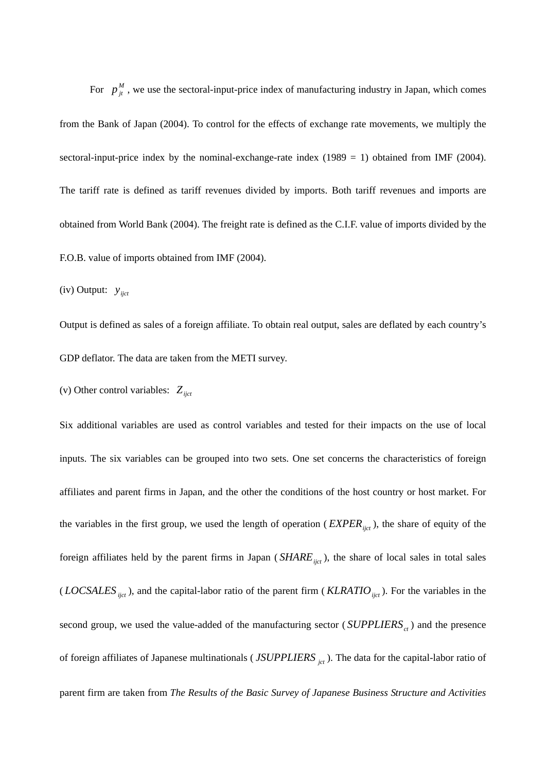For $p_{jt}^{M}$, we use the sectoral-input-price index of manufacturing industry in Japan, which comes from the Bank of Japan (2004). To control for the effects of exchange rate movements, we multiply the sectoral-input-price index by the nominal-exchange-rate index (1989 = 1) obtained from IMF (2004). The tariff rate is defined as tariff revenues divided by imports. Both tariff revenues and imports are obtained from World Bank (2004). The freight rate is defined as the C.I.F. value of imports divided by the F.O.B. value of imports obtained from IMF (2004).

(iv) Output: $y_{ijct}$

Output is defined as sales of a foreign affiliate. To obtain real output, sales are deflated by each country's GDP deflator. The data are taken from the METI survey.

(v) Other control variables: $Z_{ijct}$

Six additional variables are used as control variables and tested for their impacts on the use of local inputs. The six variables can be grouped into two sets. One set concerns the characteristics of foreign affiliates and parent firms in Japan, and the other the conditions of the host country or host market. For the variables in the first group, we used the length of operation ($EXPER_{ijct}$), the share of equity of the foreign affiliates held by the parent firms in Japan ($SHARE_{ijct}$), the share of local sales in total sales ($LOCSALES_{ijct}$), and the capital-labor ratio of the parent firm ($KLRATIO_{ijct}$). For the variables in the second group, we used the value-added of the manufacturing sector ($SUPPLIERS_{ct}$) and the presence of foreign affiliates of Japanese multinationals ($JSUPPLIERS_{jct}$). The data for the capital-labor ratio of parent firm are taken from *The Results of the Basic Survey of Japanese Business Structure and Activities*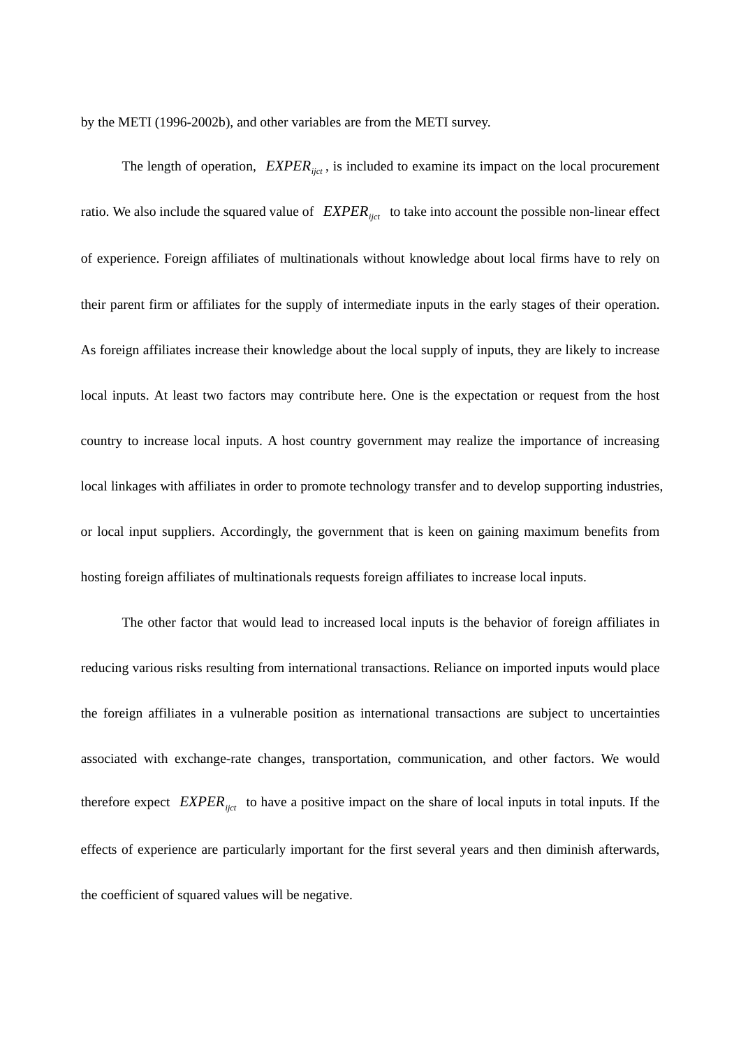by the METI (1996-2002b), and other variables are from the METI survey.

The length of operation, $EXPER_{ijct}$, is included to examine its impact on the local procurement ratio. We also include the squared value of $EXPER_{ijct}$ to take into account the possible non-linear effect of experience. Foreign affiliates of multinationals without knowledge about local firms have to rely on their parent firm or affiliates for the supply of intermediate inputs in the early stages of their operation. As foreign affiliates increase their knowledge about the local supply of inputs, they are likely to increase local inputs. At least two factors may contribute here. One is the expectation or request from the host country to increase local inputs. A host country government may realize the importance of increasing local linkages with affiliates in order to promote technology transfer and to develop supporting industries, or local input suppliers. Accordingly, the government that is keen on gaining maximum benefits from hosting foreign affiliates of multinationals requests foreign affiliates to increase local inputs.

The other factor that would lead to increased local inputs is the behavior of foreign affiliates in reducing various risks resulting from international transactions. Reliance on imported inputs would place the foreign affiliates in a vulnerable position as international transactions are subject to uncertainties associated with exchange-rate changes, transportation, communication, and other factors. We would therefore expect $EXPER_{ijct}$ to have a positive impact on the share of local inputs in total inputs. If the effects of experience are particularly important for the first several years and then diminish afterwards, the coefficient of squared values will be negative.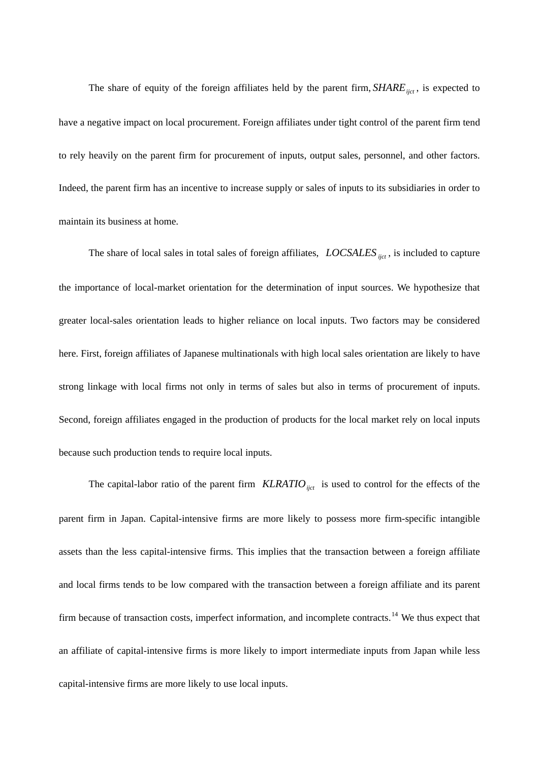The share of equity of the foreign affiliates held by the parent firm, $SHARE_{ijct}$, is expected to have a negative impact on local procurement. Foreign affiliates under tight control of the parent firm tend to rely heavily on the parent firm for procurement of inputs, output sales, personnel, and other factors. Indeed, the parent firm has an incentive to increase supply or sales of inputs to its subsidiaries in order to maintain its business at home.

The share of local sales in total sales of foreign affiliates, $LOCSALES_{ijct}$, is included to capture the importance of local-market orientation for the determination of input sources. We hypothesize that greater local-sales orientation leads to higher reliance on local inputs. Two factors may be considered here. First, foreign affiliates of Japanese multinationals with high local sales orientation are likely to have strong linkage with local firms not only in terms of sales but also in terms of procurement of inputs. Second, foreign affiliates engaged in the production of products for the local market rely on local inputs because such production tends to require local inputs.

The capital-labor ratio of the parent firm $KLRATIO_{ijct}$ is used to control for the effects of the parent firm in Japan. Capital-intensive firms are more likely to possess more firm-specific intangible assets than the less capital-intensive firms. This implies that the transaction between a foreign affiliate and local firms tends to be low compared with the transaction between a foreign affiliate and its parent firm because of transaction costs, imperfect information, and incomplete contracts.[14] We thus expect that an affiliate of capital-intensive firms is more likely to import intermediate inputs from Japan while less capital-intensive firms are more likely to use local inputs.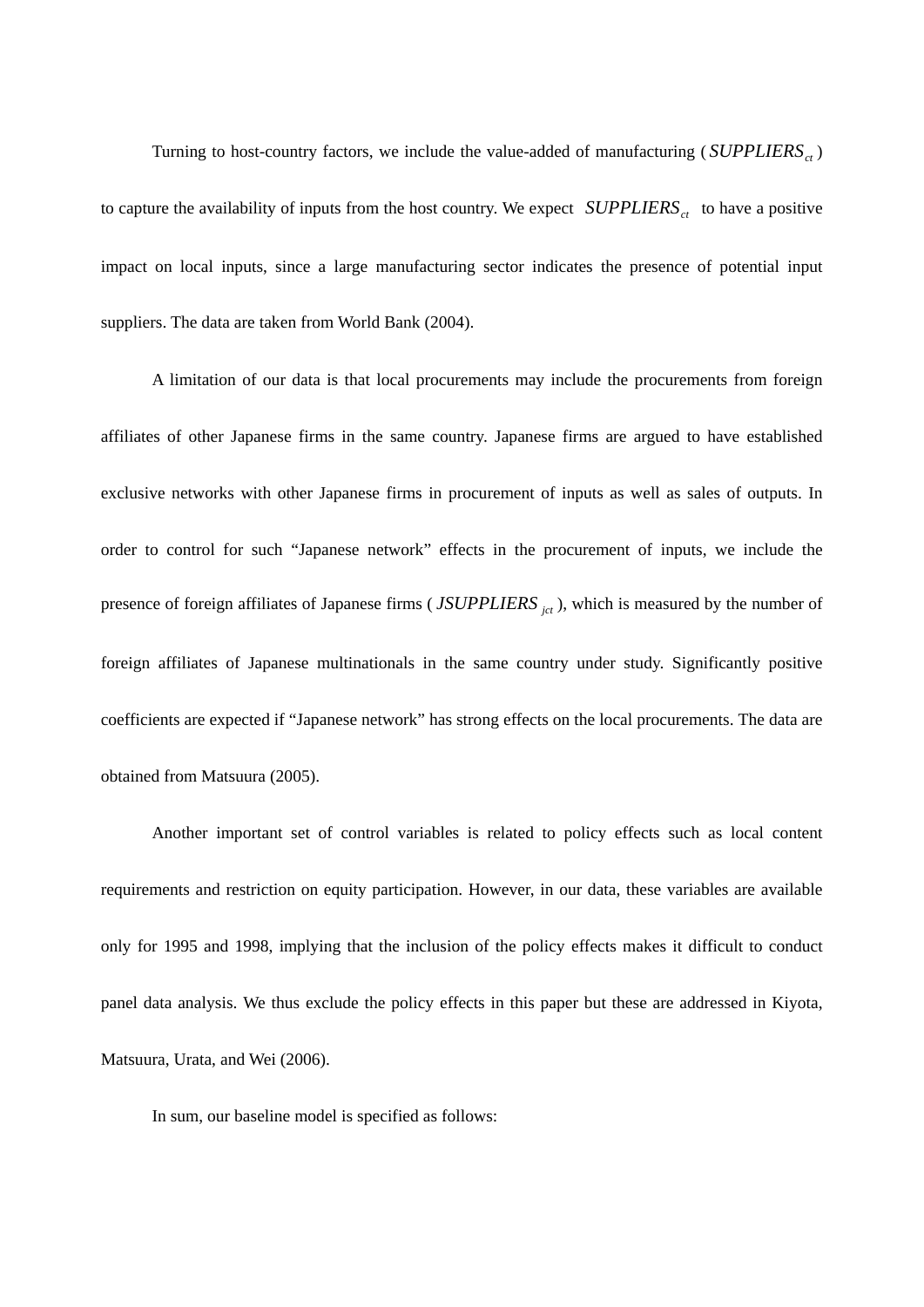Turning to host-country factors, we include the value-added of manufacturing ($SUPPLIERS_{ct}$) to capture the availability of inputs from the host country. We expect $SUPPLIERS_{ct}$ to have a positive impact on local inputs, since a large manufacturing sector indicates the presence of potential input suppliers. The data are taken from World Bank (2004).

A limitation of our data is that local procurements may include the procurements from foreign affiliates of other Japanese firms in the same country. Japanese firms are argued to have established exclusive networks with other Japanese firms in procurement of inputs as well as sales of outputs. In order to control for such "Japanese network" effects in the procurement of inputs, we include the presence of foreign affiliates of Japanese firms ($JSUPPLIERS_{jct}$), which is measured by the number of foreign affiliates of Japanese multinationals in the same country under study. Significantly positive coefficients are expected if "Japanese network" has strong effects on the local procurements. The data are obtained from Matsuura (2005).

Another important set of control variables is related to policy effects such as local content requirements and restriction on equity participation. However, in our data, these variables are available only for 1995 and 1998, implying that the inclusion of the policy effects makes it difficult to conduct panel data analysis. We thus exclude the policy effects in this paper but these are addressed in Kiyota, Matsuura, Urata, and Wei (2006).

In sum, our baseline model is specified as follows: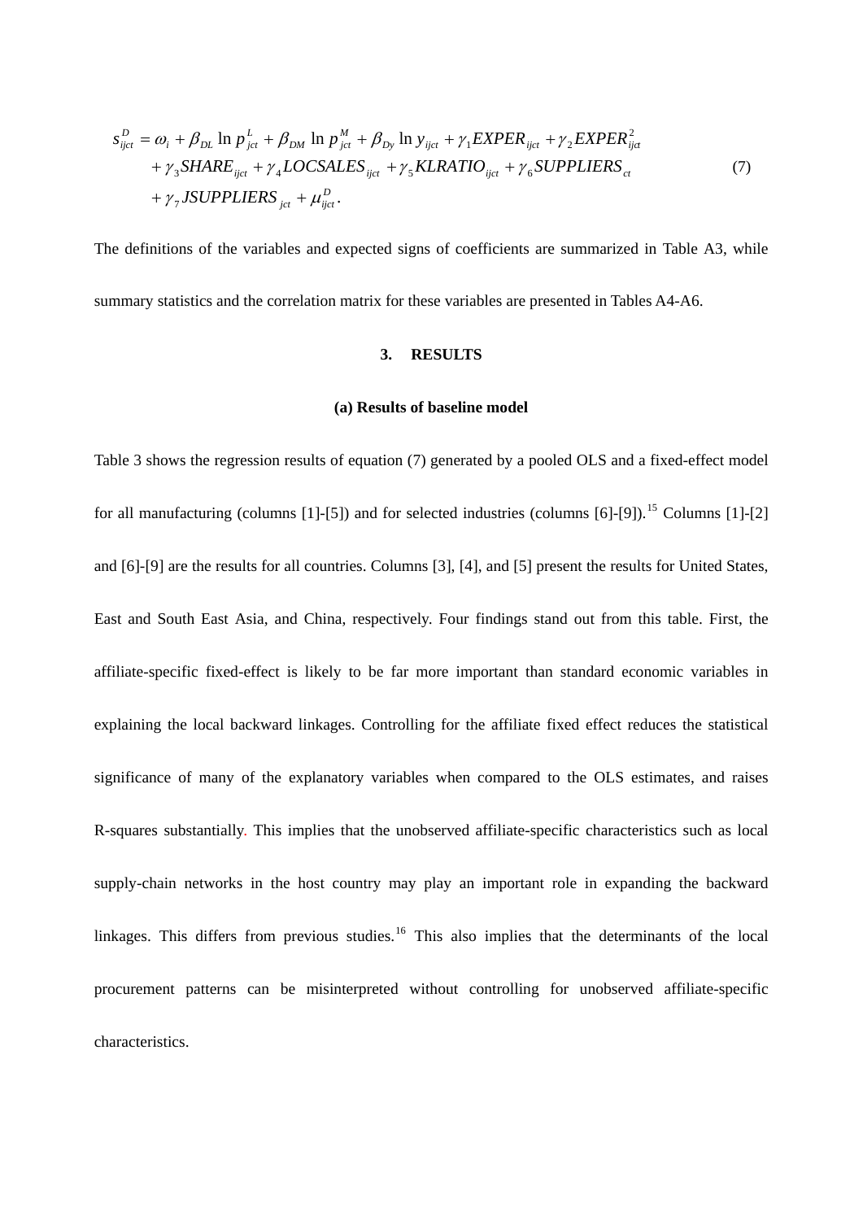$$
\begin{aligned}
s_{ijct}^{D} = {} & \omega_i + \beta_{DL} \ln p_{jct}^{L} + \beta_{DM} \ln p_{jct}^{M} + \beta_{Dy} \ln y_{ijct} + \gamma_1 EXPER_{ijct} + \gamma_2 EXPER_{ijct}^{2} \\
& + \gamma_3 SHARE_{ijct} + \gamma_4 LOCSALES_{ijct} + \gamma_5 KLRATIO_{ijct} + \gamma_6 SUPPLIERS_{ct} \\
& + \gamma_7 JSUPPLIERS_{jct} + \mu_{ijct}^{D}.
\end{aligned}
\tag{7}
$$

The definitions of the variables and expected signs of coefficients are summarized in Table A3, while summary statistics and the correlation matrix for these variables are presented in Tables A4-A6.

## 3. RESULTS

### (a) Results of baseline model

Table 3 shows the regression results of equation (7) generated by a pooled OLS and a fixed-effect model for all manufacturing (columns [1]-[5]) and for selected industries (columns [6]-[9]).[15] Columns [1]-[2] and [6]-[9] are the results for all countries. Columns [3], [4], and [5] present the results for United States, East and South East Asia, and China, respectively. Four findings stand out from this table. First, the affiliate-specific fixed-effect is likely to be far more important than standard economic variables in explaining the local backward linkages. Controlling for the affiliate fixed effect reduces the statistical significance of many of the explanatory variables when compared to the OLS estimates, and raises R-squares substantially. This implies that the unobserved affiliate-specific characteristics such as local supply-chain networks in the host country may play an important role in expanding the backward linkages. This differs from previous studies.[16] This also implies that the determinants of the local procurement patterns can be misinterpreted without controlling for unobserved affiliate-specific characteristics.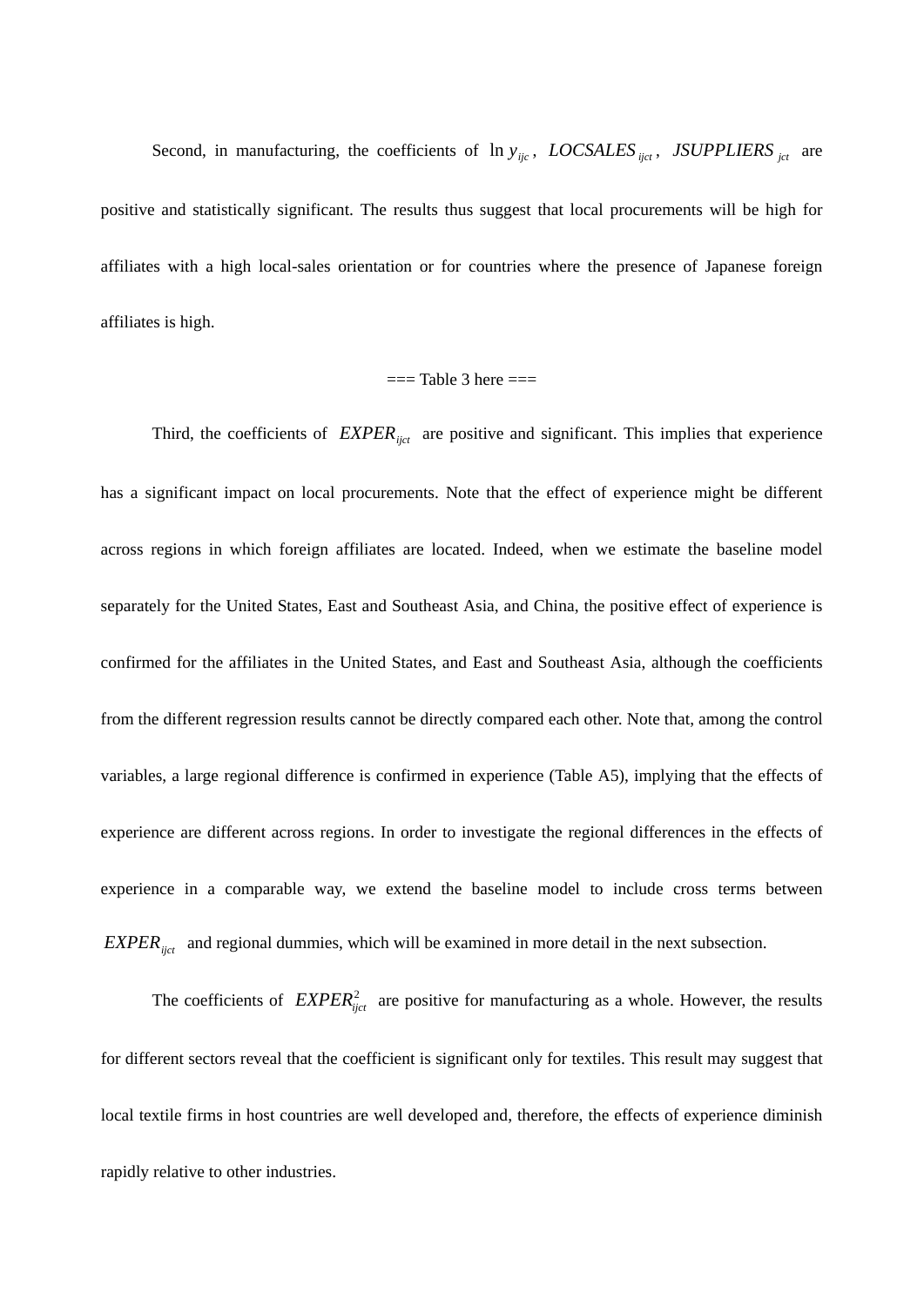Second, in manufacturing, the coefficients of $\ln y_{ijc}$, $LOCSALES_{ijct}$, $JSUPPLIERS_{jct}$ are positive and statistically significant. The results thus suggest that local procurements will be high for affiliates with a high local-sales orientation or for countries where the presence of Japanese foreign affiliates is high.

=== Table 3 here ===

Third, the coefficients of $EXPER_{ijct}$ are positive and significant. This implies that experience has a significant impact on local procurements. Note that the effect of experience might be different across regions in which foreign affiliates are located. Indeed, when we estimate the baseline model separately for the United States, East and Southeast Asia, and China, the positive effect of experience is confirmed for the affiliates in the United States, and East and Southeast Asia, although the coefficients from the different regression results cannot be directly compared each other. Note that, among the control variables, a large regional difference is confirmed in experience (Table A5), implying that the effects of experience are different across regions. In order to investigate the regional differences in the effects of experience in a comparable way, we extend the baseline model to include cross terms between $EXPER_{ijct}$ and regional dummies, which will be examined in more detail in the next subsection.

The coefficients of $EXPER_{ijct}^2$ are positive for manufacturing as a whole. However, the results for different sectors reveal that the coefficient is significant only for textiles. This result may suggest that local textile firms in host countries are well developed and, therefore, the effects of experience diminish rapidly relative to other industries.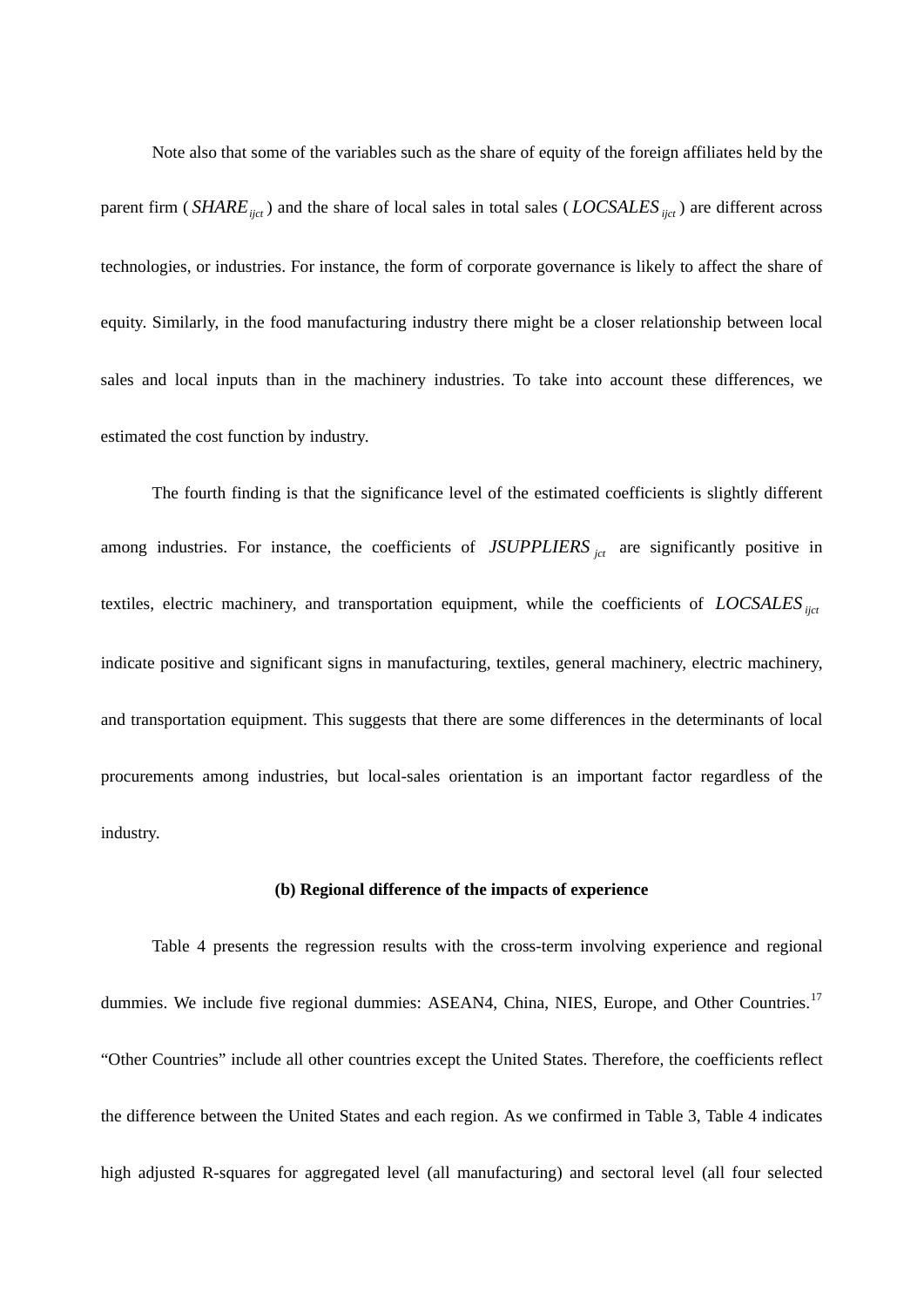Note also that some of the variables such as the share of equity of the foreign affiliates held by the parent firm ( $SHARE_{ijct}$ ) and the share of local sales in total sales ( $LOCSALES_{ijct}$ ) are different across technologies, or industries. For instance, the form of corporate governance is likely to affect the share of equity. Similarly, in the food manufacturing industry there might be a closer relationship between local sales and local inputs than in the machinery industries. To take into account these differences, we estimated the cost function by industry.

The fourth finding is that the significance level of the estimated coefficients is slightly different among industries. For instance, the coefficients of $JSUPPLIERS_{jct}$ are significantly positive in textiles, electric machinery, and transportation equipment, while the coefficients of $LOCSALES_{ijct}$ indicate positive and significant signs in manufacturing, textiles, general machinery, electric machinery, and transportation equipment. This suggests that there are some differences in the determinants of local procurements among industries, but local-sales orientation is an important factor regardless of the industry.

**(b) Regional difference of the impacts of experience**

Table 4 presents the regression results with the cross-term involving experience and regional dummies. We include five regional dummies: ASEAN4, China, NIES, Europe, and Other Countries.[17] "Other Countries" include all other countries except the United States. Therefore, the coefficients reflect the difference between the United States and each region. As we confirmed in Table 3, Table 4 indicates high adjusted R-squares for aggregated level (all manufacturing) and sectoral level (all four selected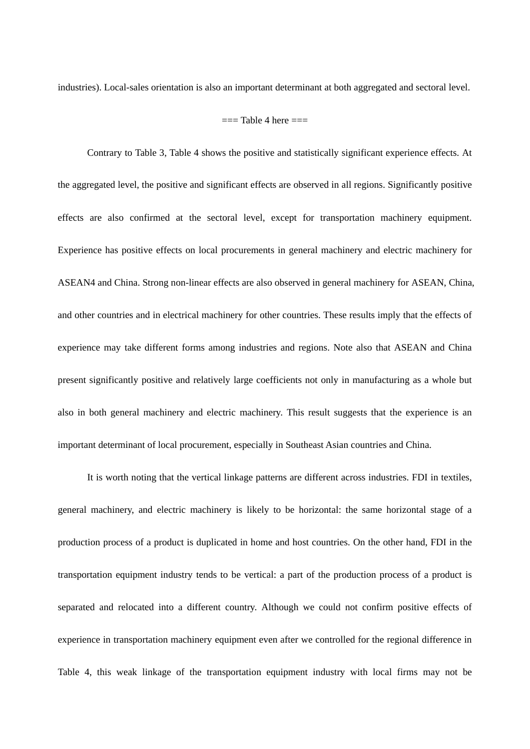industries). Local-sales orientation is also an important determinant at both aggregated and sectoral level.

=== Table 4 here ===

Contrary to Table 3, Table 4 shows the positive and statistically significant experience effects. At the aggregated level, the positive and significant effects are observed in all regions. Significantly positive effects are also confirmed at the sectoral level, except for transportation machinery equipment. Experience has positive effects on local procurements in general machinery and electric machinery for ASEAN4 and China. Strong non-linear effects are also observed in general machinery for ASEAN, China, and other countries and in electrical machinery for other countries. These results imply that the effects of experience may take different forms among industries and regions. Note also that ASEAN and China present significantly positive and relatively large coefficients not only in manufacturing as a whole but also in both general machinery and electric machinery. This result suggests that the experience is an important determinant of local procurement, especially in Southeast Asian countries and China.

It is worth noting that the vertical linkage patterns are different across industries. FDI in textiles, general machinery, and electric machinery is likely to be horizontal: the same horizontal stage of a production process of a product is duplicated in home and host countries. On the other hand, FDI in the transportation equipment industry tends to be vertical: a part of the production process of a product is separated and relocated into a different country. Although we could not confirm positive effects of experience in transportation machinery equipment even after we controlled for the regional difference in Table 4, this weak linkage of the transportation equipment industry with local firms may not be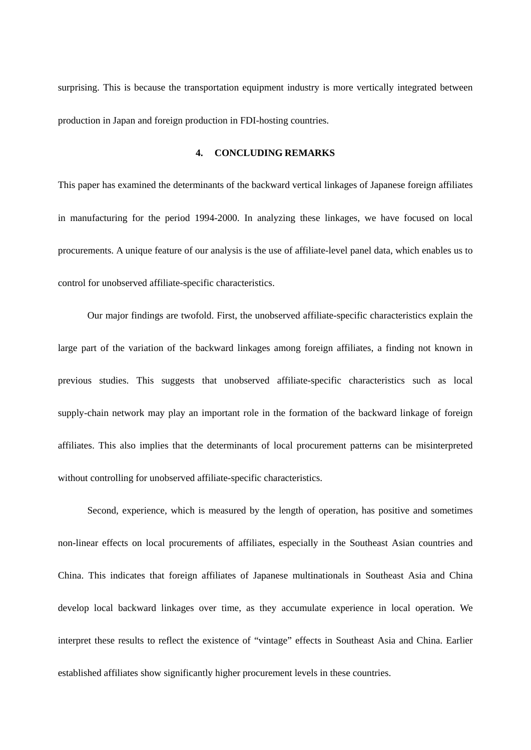surprising. This is because the transportation equipment industry is more vertically integrated between production in Japan and foreign production in FDI-hosting countries.

## 4. CONCLUDING REMARKS

This paper has examined the determinants of the backward vertical linkages of Japanese foreign affiliates in manufacturing for the period 1994-2000. In analyzing these linkages, we have focused on local procurements. A unique feature of our analysis is the use of affiliate-level panel data, which enables us to control for unobserved affiliate-specific characteristics.

Our major findings are twofold. First, the unobserved affiliate-specific characteristics explain the large part of the variation of the backward linkages among foreign affiliates, a finding not known in previous studies. This suggests that unobserved affiliate-specific characteristics such as local supply-chain network may play an important role in the formation of the backward linkage of foreign affiliates. This also implies that the determinants of local procurement patterns can be misinterpreted without controlling for unobserved affiliate-specific characteristics.

Second, experience, which is measured by the length of operation, has positive and sometimes non-linear effects on local procurements of affiliates, especially in the Southeast Asian countries and China. This indicates that foreign affiliates of Japanese multinationals in Southeast Asia and China develop local backward linkages over time, as they accumulate experience in local operation. We interpret these results to reflect the existence of "vintage" effects in Southeast Asia and China. Earlier established affiliates show significantly higher procurement levels in these countries.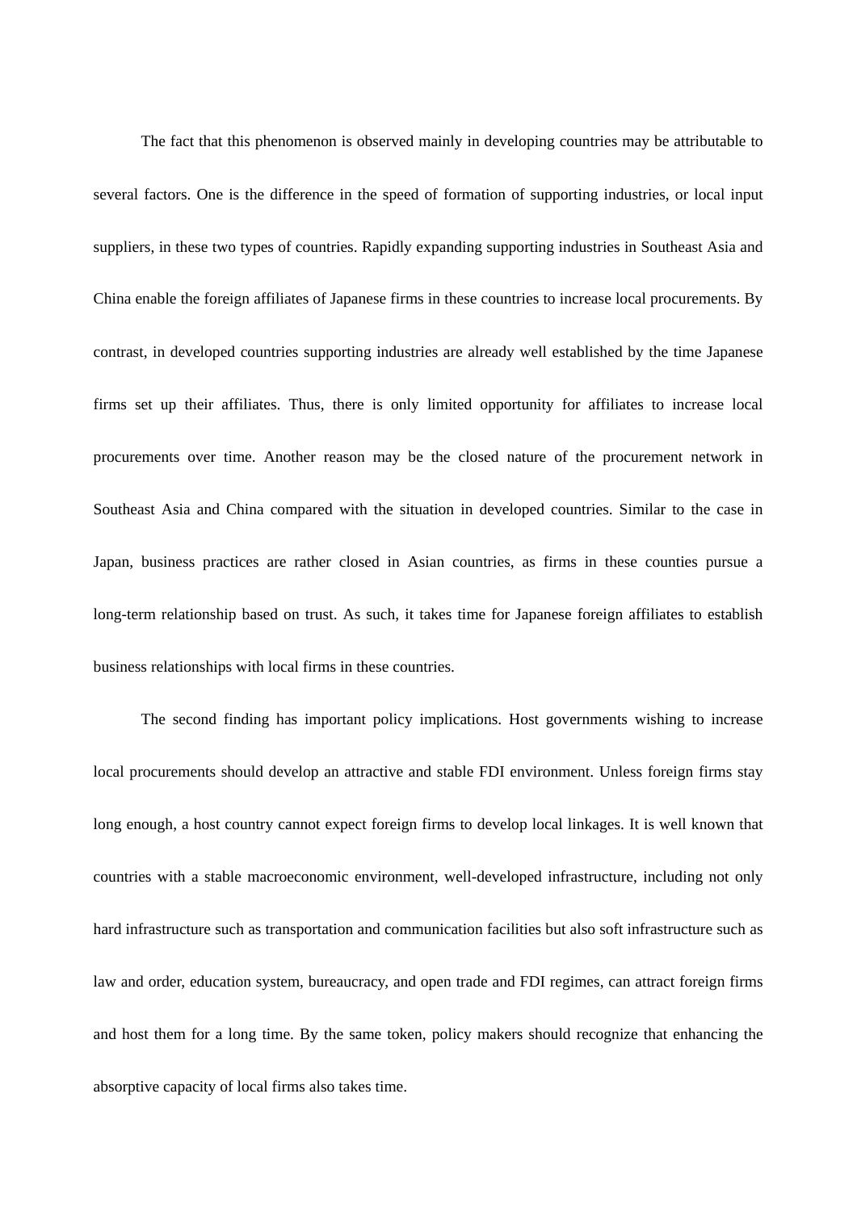The fact that this phenomenon is observed mainly in developing countries may be attributable to several factors. One is the difference in the speed of formation of supporting industries, or local input suppliers, in these two types of countries. Rapidly expanding supporting industries in Southeast Asia and China enable the foreign affiliates of Japanese firms in these countries to increase local procurements. By contrast, in developed countries supporting industries are already well established by the time Japanese firms set up their affiliates. Thus, there is only limited opportunity for affiliates to increase local procurements over time. Another reason may be the closed nature of the procurement network in Southeast Asia and China compared with the situation in developed countries. Similar to the case in Japan, business practices are rather closed in Asian countries, as firms in these counties pursue a long-term relationship based on trust. As such, it takes time for Japanese foreign affiliates to establish business relationships with local firms in these countries.

The second finding has important policy implications. Host governments wishing to increase local procurements should develop an attractive and stable FDI environment. Unless foreign firms stay long enough, a host country cannot expect foreign firms to develop local linkages. It is well known that countries with a stable macroeconomic environment, well-developed infrastructure, including not only hard infrastructure such as transportation and communication facilities but also soft infrastructure such as law and order, education system, bureaucracy, and open trade and FDI regimes, can attract foreign firms and host them for a long time. By the same token, policy makers should recognize that enhancing the absorptive capacity of local firms also takes time.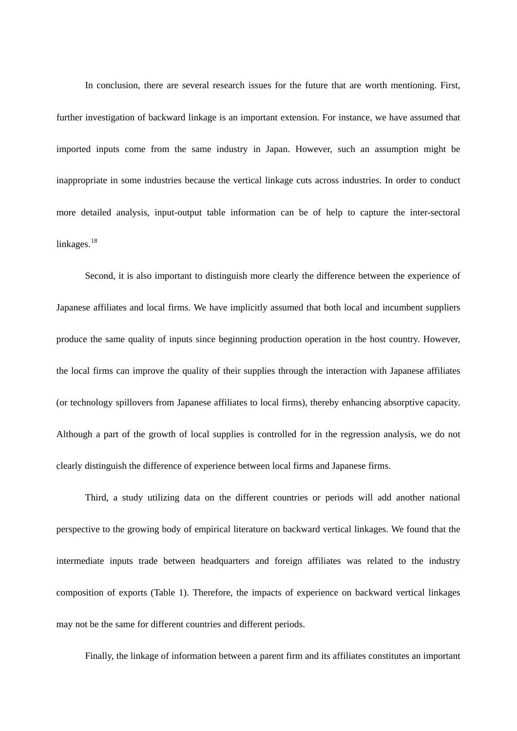In conclusion, there are several research issues for the future that are worth mentioning. First, further investigation of backward linkage is an important extension. For instance, we have assumed that imported inputs come from the same industry in Japan. However, such an assumption might be inappropriate in some industries because the vertical linkage cuts across industries. In order to conduct more detailed analysis, input-output table information can be of help to capture the inter-sectoral linkages.[18]

Second, it is also important to distinguish more clearly the difference between the experience of Japanese affiliates and local firms. We have implicitly assumed that both local and incumbent suppliers produce the same quality of inputs since beginning production operation in the host country. However, the local firms can improve the quality of their supplies through the interaction with Japanese affiliates (or technology spillovers from Japanese affiliates to local firms), thereby enhancing absorptive capacity. Although a part of the growth of local supplies is controlled for in the regression analysis, we do not clearly distinguish the difference of experience between local firms and Japanese firms.

Third, a study utilizing data on the different countries or periods will add another national perspective to the growing body of empirical literature on backward vertical linkages. We found that the intermediate inputs trade between headquarters and foreign affiliates was related to the industry composition of exports (Table 1). Therefore, the impacts of experience on backward vertical linkages may not be the same for different countries and different periods.

Finally, the linkage of information between a parent firm and its affiliates constitutes an important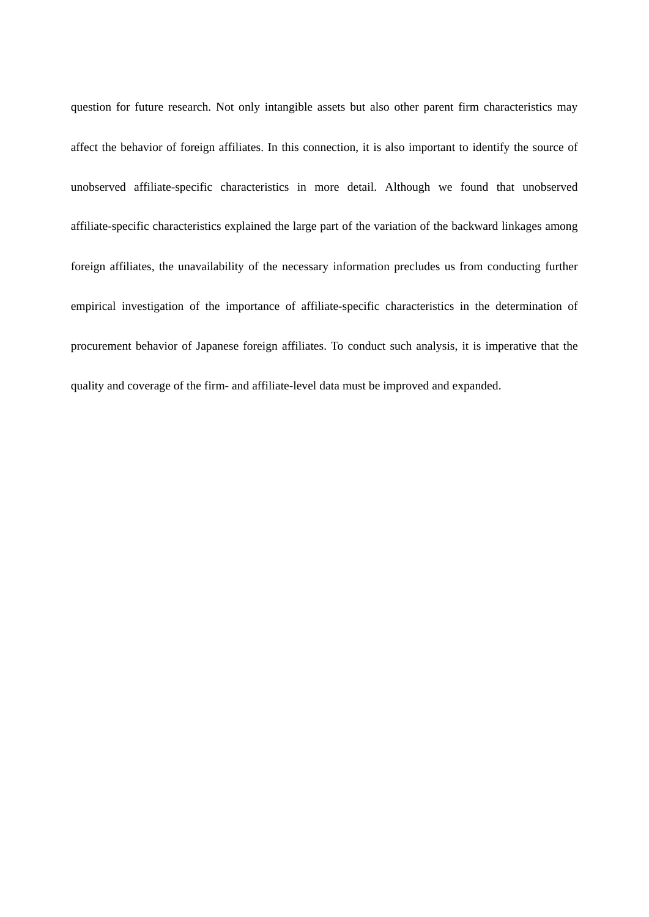question for future research. Not only intangible assets but also other parent firm characteristics may affect the behavior of foreign affiliates. In this connection, it is also important to identify the source of unobserved affiliate-specific characteristics in more detail. Although we found that unobserved affiliate-specific characteristics explained the large part of the variation of the backward linkages among foreign affiliates, the unavailability of the necessary information precludes us from conducting further empirical investigation of the importance of affiliate-specific characteristics in the determination of procurement behavior of Japanese foreign affiliates. To conduct such analysis, it is imperative that the quality and coverage of the firm- and affiliate-level data must be improved and expanded.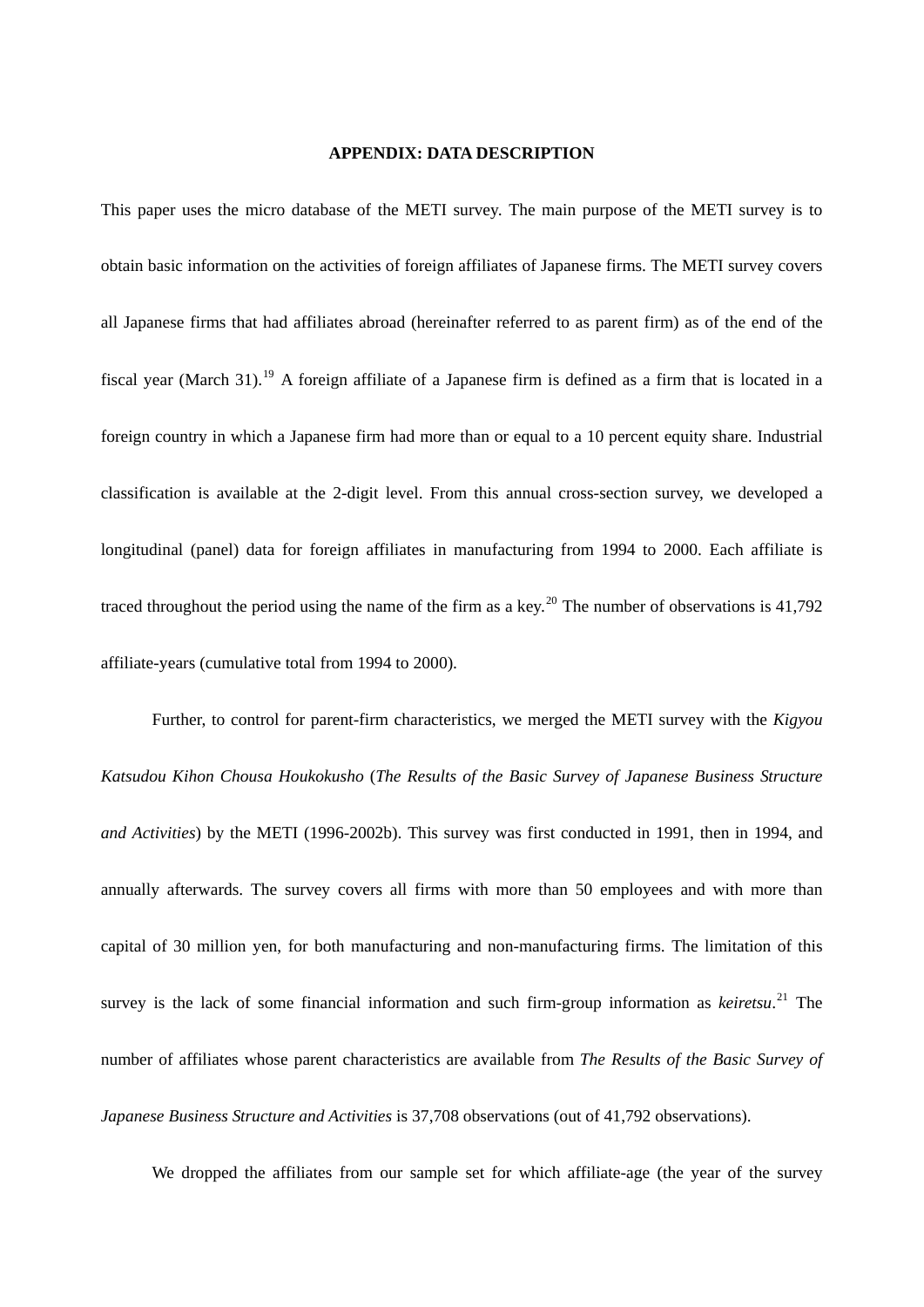## APPENDIX: DATA DESCRIPTION

This paper uses the micro database of the METI survey. The main purpose of the METI survey is to obtain basic information on the activities of foreign affiliates of Japanese firms. The METI survey covers all Japanese firms that had affiliates abroad (hereinafter referred to as parent firm) as of the end of the fiscal year (March 31).[19] A foreign affiliate of a Japanese firm is defined as a firm that is located in a foreign country in which a Japanese firm had more than or equal to a 10 percent equity share. Industrial classification is available at the 2-digit level. From this annual cross-section survey, we developed a longitudinal (panel) data for foreign affiliates in manufacturing from 1994 to 2000. Each affiliate is traced throughout the period using the name of the firm as a key.[20] The number of observations is 41,792 affiliate-years (cumulative total from 1994 to 2000).

Further, to control for parent-firm characteristics, we merged the METI survey with the *Kigyou Katsudou Kihon Chousa Houkokusho* (*The Results of the Basic Survey of Japanese Business Structure and Activities*) by the METI (1996-2002b). This survey was first conducted in 1991, then in 1994, and annually afterwards. The survey covers all firms with more than 50 employees and with more than capital of 30 million yen, for both manufacturing and non-manufacturing firms. The limitation of this survey is the lack of some financial information and such firm-group information as *keiretsu*.[21] The number of affiliates whose parent characteristics are available from *The Results of the Basic Survey of Japanese Business Structure and Activities* is 37,708 observations (out of 41,792 observations).

We dropped the affiliates from our sample set for which affiliate-age (the year of the survey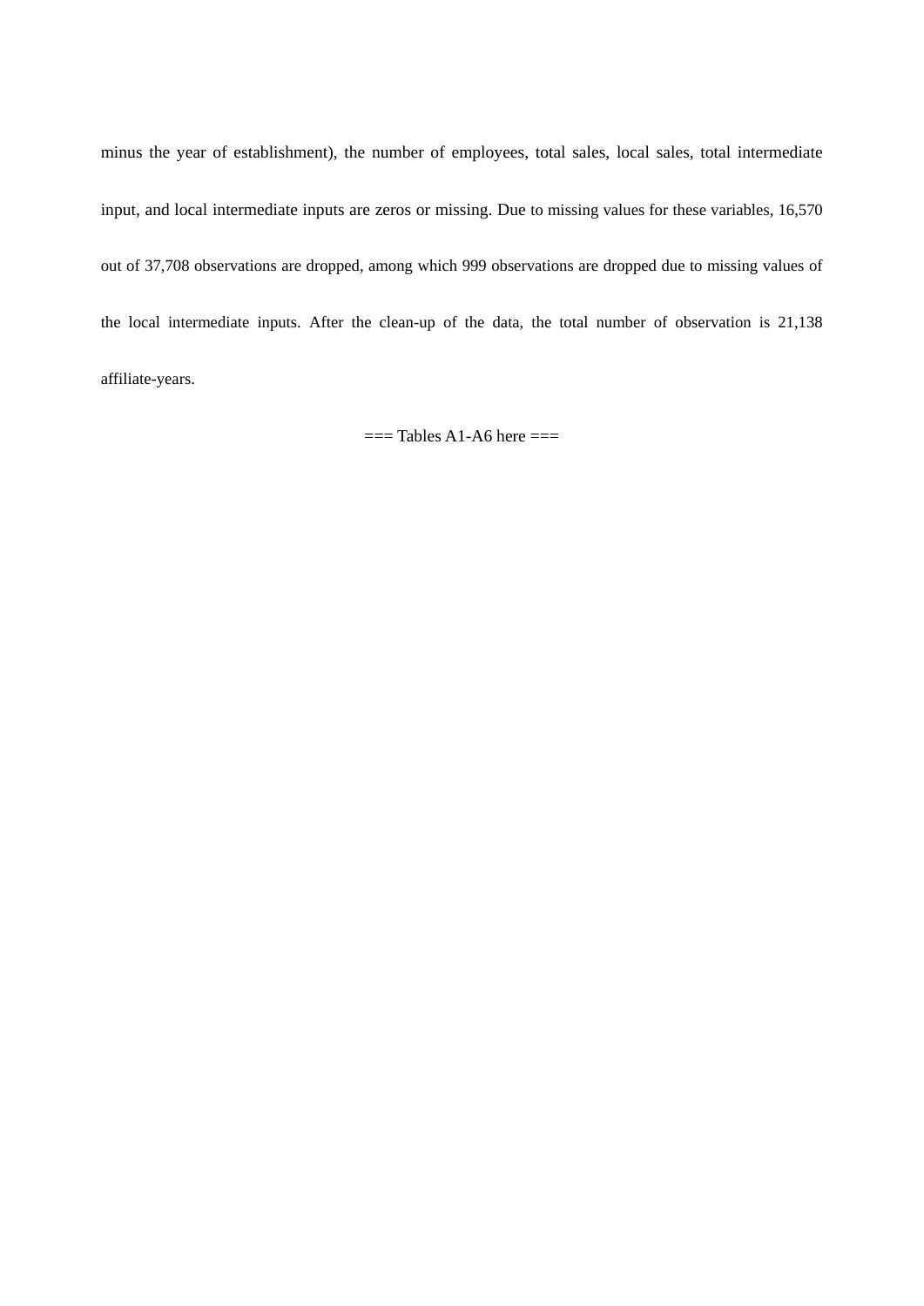minus the year of establishment), the number of employees, total sales, local sales, total intermediate input, and local intermediate inputs are zeros or missing. Due to missing values for these variables, 16,570 out of 37,708 observations are dropped, among which 999 observations are dropped due to missing values of the local intermediate inputs. After the clean-up of the data, the total number of observation is 21,138 affiliate-years.

=== Tables A1-A6 here ===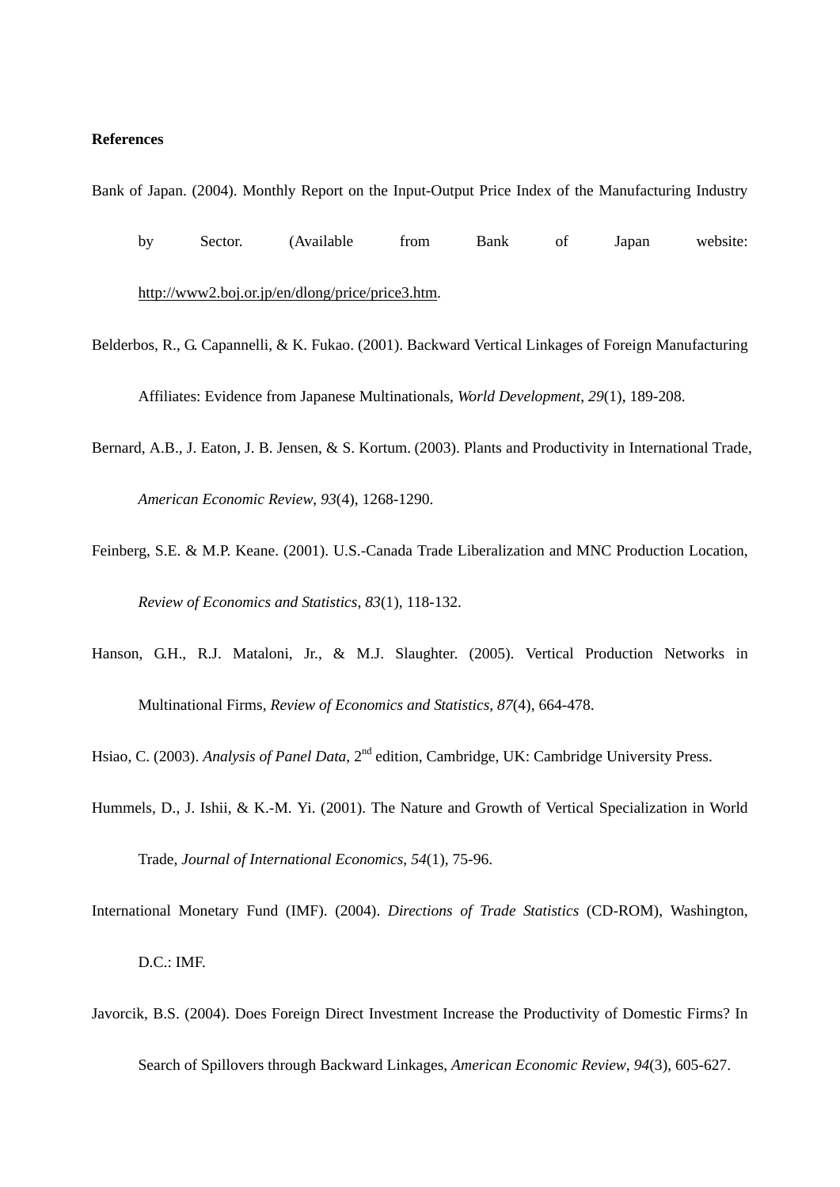**References**

Bank of Japan. (2004). Monthly Report on the Input-Output Price Index of the Manufacturing Industry by Sector. (Available from Bank of Japan website: http://www2.boj.or.jp/en/dlong/price/price3.htm.

Belderbos, R., G. Capannelli, & K. Fukao. (2001). Backward Vertical Linkages of Foreign Manufacturing Affiliates: Evidence from Japanese Multinationals, *World Development*, *29*(1), 189-208.

Bernard, A.B., J. Eaton, J. B. Jensen, & S. Kortum. (2003). Plants and Productivity in International Trade, *American Economic Review*, *93*(4), 1268-1290.

Feinberg, S.E. & M.P. Keane. (2001). U.S.-Canada Trade Liberalization and MNC Production Location, *Review of Economics and Statistics*, *83*(1), 118-132.

Hanson, G.H., R.J. Mataloni, Jr., & M.J. Slaughter. (2005). Vertical Production Networks in Multinational Firms, *Review of Economics and Statistics*, *87*(4), 664-478.

Hsiao, C. (2003). *Analysis of Panel Data*, 2nd edition, Cambridge, UK: Cambridge University Press.

Hummels, D., J. Ishii, & K.-M. Yi. (2001). The Nature and Growth of Vertical Specialization in World Trade, *Journal of International Economics*, *54*(1), 75-96.

International Monetary Fund (IMF). (2004). *Directions of Trade Statistics* (CD-ROM), Washington, D.C.: IMF.

Javorcik, B.S. (2004). Does Foreign Direct Investment Increase the Productivity of Domestic Firms? In Search of Spillovers through Backward Linkages, *American Economic Review*, *94*(3), 605-627.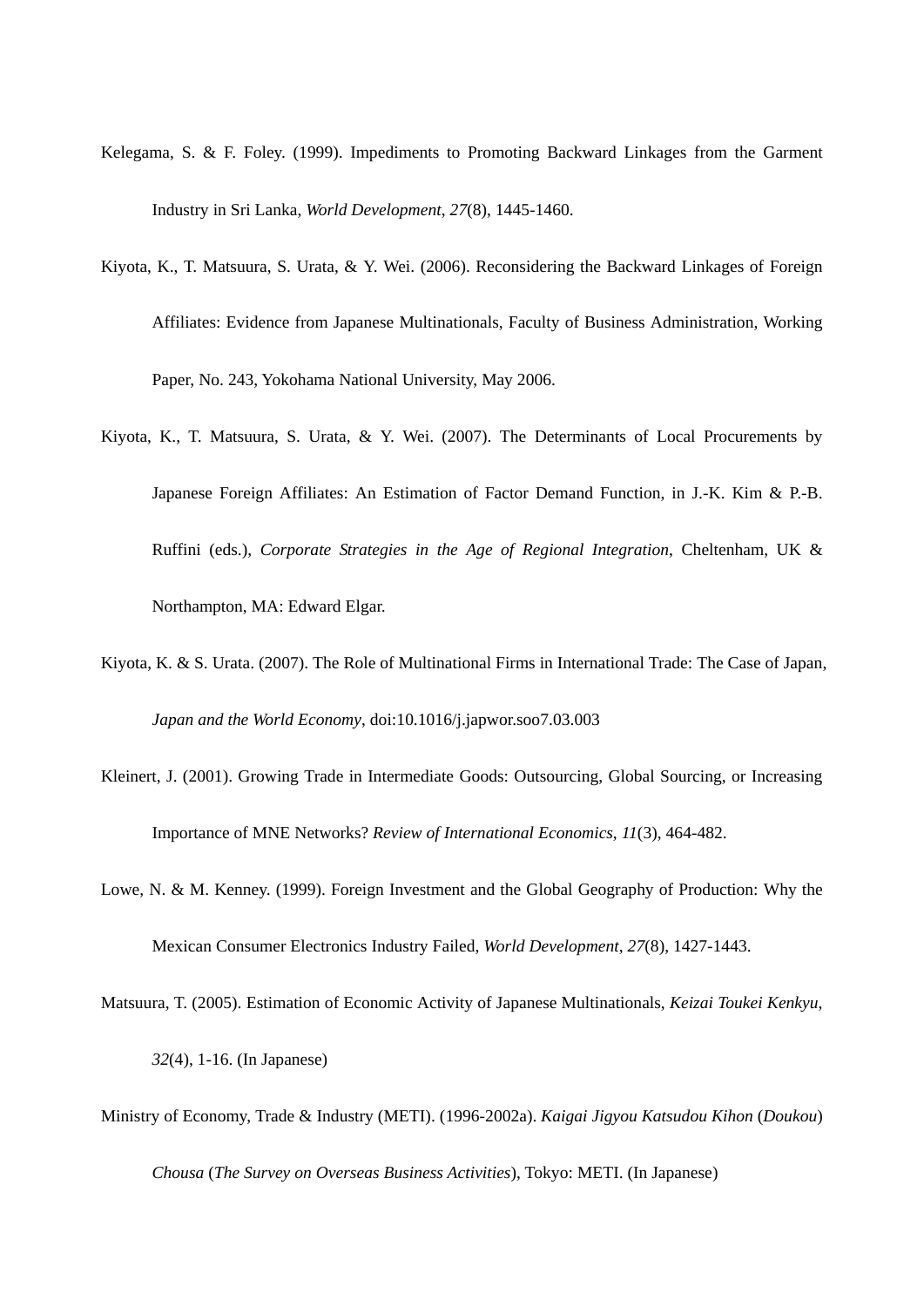Kelegama, S. & F. Foley. (1999). Impediments to Promoting Backward Linkages from the Garment Industry in Sri Lanka, *World Development*, *27*(8), 1445-1460.

Kiyota, K., T. Matsuura, S. Urata, & Y. Wei. (2006). Reconsidering the Backward Linkages of Foreign Affiliates: Evidence from Japanese Multinationals, Faculty of Business Administration, Working Paper, No. 243, Yokohama National University, May 2006.

Kiyota, K., T. Matsuura, S. Urata, & Y. Wei. (2007). The Determinants of Local Procurements by Japanese Foreign Affiliates: An Estimation of Factor Demand Function, in J.-K. Kim & P.-B. Ruffini (eds.), *Corporate Strategies in the Age of Regional Integration*, Cheltenham, UK & Northampton, MA: Edward Elgar.

Kiyota, K. & S. Urata. (2007). The Role of Multinational Firms in International Trade: The Case of Japan, *Japan and the World Economy*, doi:10.1016/j.japwor.soo7.03.003

Kleinert, J. (2001). Growing Trade in Intermediate Goods: Outsourcing, Global Sourcing, or Increasing Importance of MNE Networks? *Review of International Economics*, *11*(3), 464-482.

Lowe, N. & M. Kenney. (1999). Foreign Investment and the Global Geography of Production: Why the Mexican Consumer Electronics Industry Failed, *World Development*, *27*(8), 1427-1443.

Matsuura, T. (2005). Estimation of Economic Activity of Japanese Multinationals, *Keizai Toukei Kenkyu*, *32*(4), 1-16. (In Japanese)

Ministry of Economy, Trade & Industry (METI). (1996-2002a). *Kaigai Jigyou Katsudou Kihon* (*Doukou*) *Chousa* (*The Survey on Overseas Business Activities*), Tokyo: METI. (In Japanese)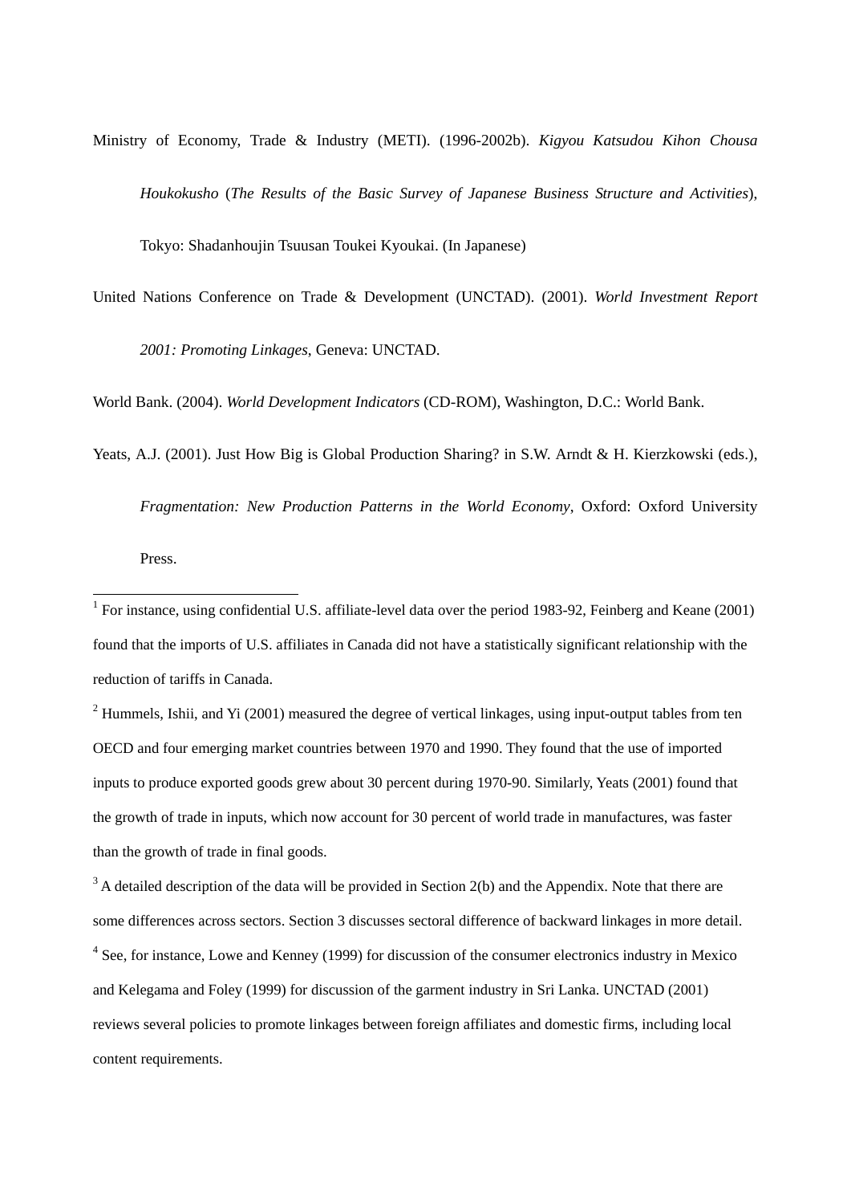Ministry of Economy, Trade & Industry (METI). (1996-2002b). *Kigyou Katsudou Kihon Chousa Houkokusho* (*The Results of the Basic Survey of Japanese Business Structure and Activities*), Tokyo: Shadanhoujin Tsuusan Toukei Kyoukai. (In Japanese)

United Nations Conference on Trade & Development (UNCTAD). (2001). *World Investment Report 2001: Promoting Linkages*, Geneva: UNCTAD.

World Bank. (2004). *World Development Indicators* (CD-ROM), Washington, D.C.: World Bank.

Yeats, A.J. (2001). Just How Big is Global Production Sharing? in S.W. Arndt & H. Kierzkowski (eds.), *Fragmentation: New Production Patterns in the World Economy*, Oxford: Oxford University Press.

---

[1] For instance, using confidential U.S. affiliate-level data over the period 1983-92, Feinberg and Keane (2001) found that the imports of U.S. affiliates in Canada did not have a statistically significant relationship with the reduction of tariffs in Canada.

[2] Hummels, Ishii, and Yi (2001) measured the degree of vertical linkages, using input-output tables from ten OECD and four emerging market countries between 1970 and 1990. They found that the use of imported inputs to produce exported goods grew about 30 percent during 1970-90. Similarly, Yeats (2001) found that the growth of trade in inputs, which now account for 30 percent of world trade in manufactures, was faster than the growth of trade in final goods.

[3] A detailed description of the data will be provided in Section 2(b) and the Appendix. Note that there are some differences across sectors. Section 3 discusses sectoral difference of backward linkages in more detail.

[4] See, for instance, Lowe and Kenney (1999) for discussion of the consumer electronics industry in Mexico and Kelegama and Foley (1999) for discussion of the garment industry in Sri Lanka. UNCTAD (2001) reviews several policies to promote linkages between foreign affiliates and domestic firms, including local content requirements.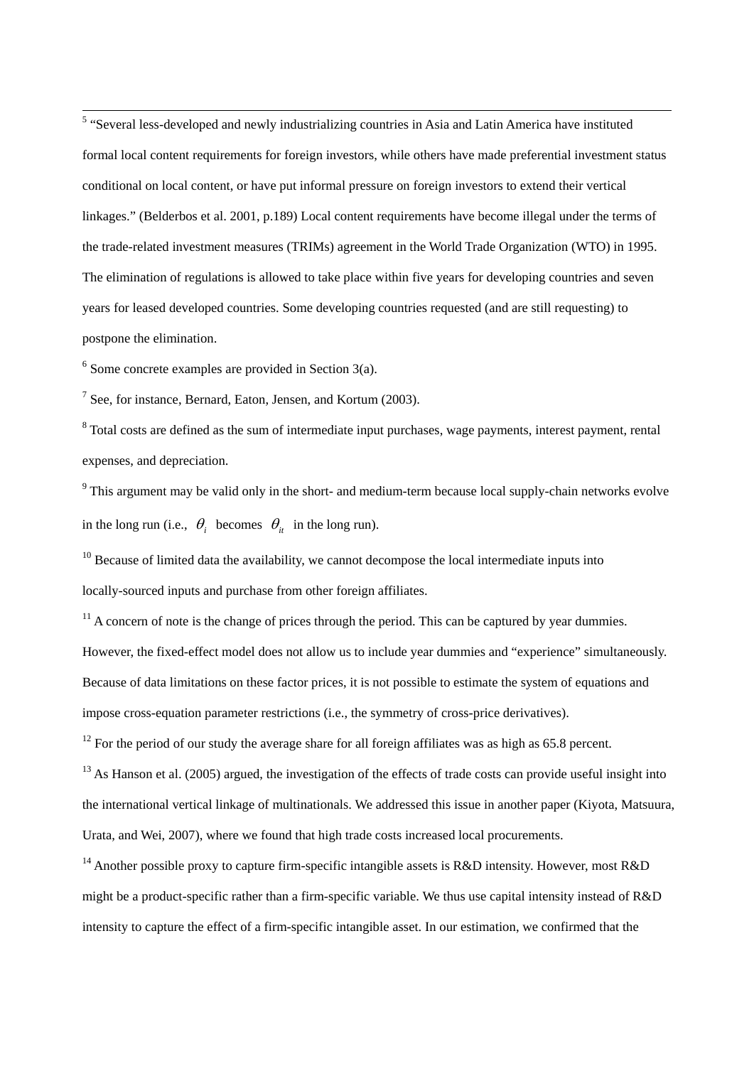[5] "Several less-developed and newly industrializing countries in Asia and Latin America have instituted formal local content requirements for foreign investors, while others have made preferential investment status conditional on local content, or have put informal pressure on foreign investors to extend their vertical linkages." (Belderbos et al. 2001, p.189) Local content requirements have become illegal under the terms of the trade-related investment measures (TRIMs) agreement in the World Trade Organization (WTO) in 1995. The elimination of regulations is allowed to take place within five years for developing countries and seven years for leased developed countries. Some developing countries requested (and are still requesting) to postpone the elimination.

[6] Some concrete examples are provided in Section 3(a).

[7] See, for instance, Bernard, Eaton, Jensen, and Kortum (2003).

[8] Total costs are defined as the sum of intermediate input purchases, wage payments, interest payment, rental expenses, and depreciation.

[9] This argument may be valid only in the short- and medium-term because local supply-chain networks evolve in the long run (i.e., $\theta_i$ becomes $\theta_{it}$ in the long run).

[10] Because of limited data the availability, we cannot decompose the local intermediate inputs into locally-sourced inputs and purchase from other foreign affiliates.

[11] A concern of note is the change of prices through the period. This can be captured by year dummies. However, the fixed-effect model does not allow us to include year dummies and "experience" simultaneously. Because of data limitations on these factor prices, it is not possible to estimate the system of equations and impose cross-equation parameter restrictions (i.e., the symmetry of cross-price derivatives).

[12] For the period of our study the average share for all foreign affiliates was as high as 65.8 percent.

[13] As Hanson et al. (2005) argued, the investigation of the effects of trade costs can provide useful insight into the international vertical linkage of multinationals. We addressed this issue in another paper (Kiyota, Matsuura, Urata, and Wei, 2007), where we found that high trade costs increased local procurements.

[14] Another possible proxy to capture firm-specific intangible assets is R&D intensity. However, most R&D might be a product-specific rather than a firm-specific variable. We thus use capital intensity instead of R&D intensity to capture the effect of a firm-specific intangible asset. In our estimation, we confirmed that the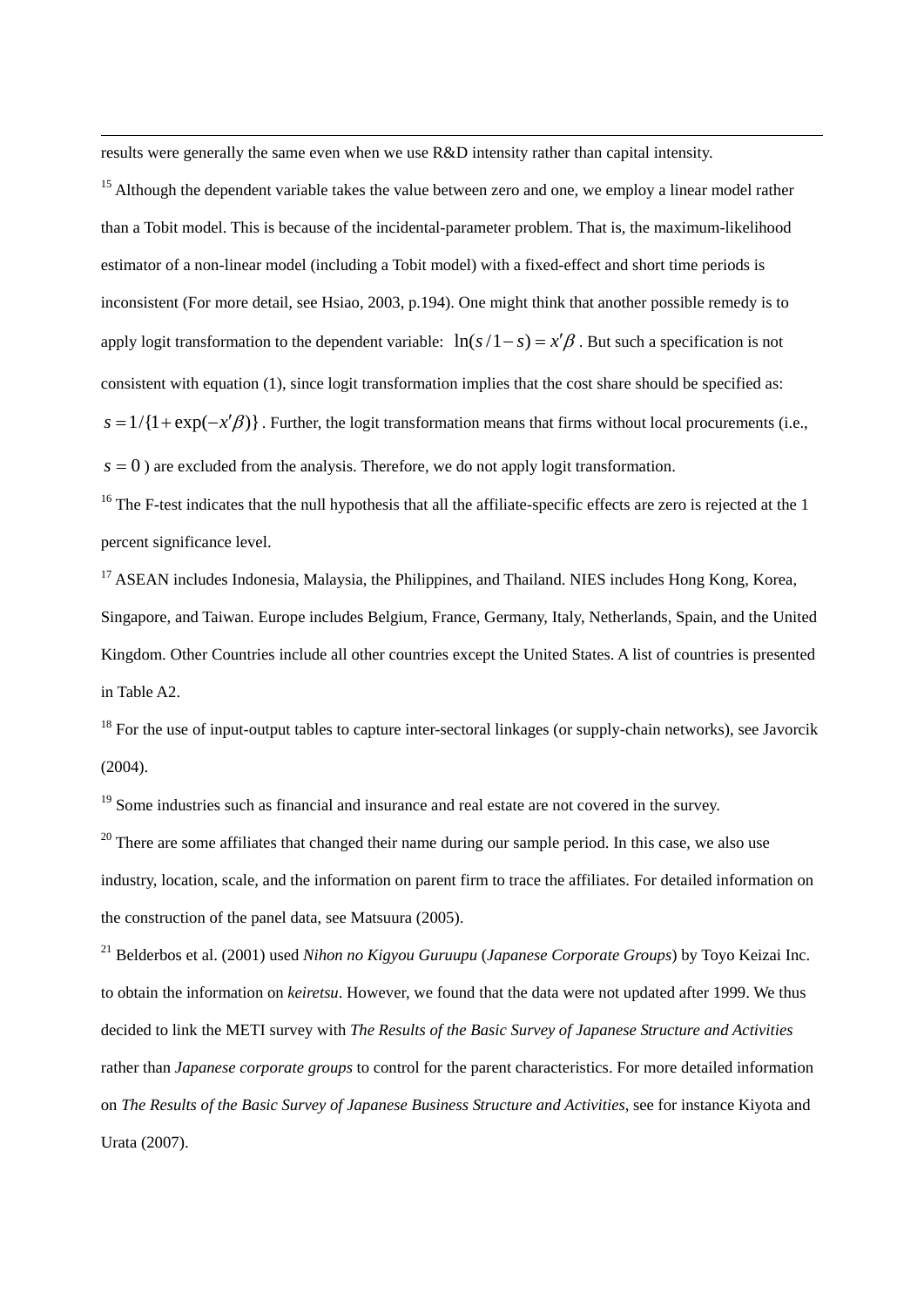results were generally the same even when we use R&D intensity rather than capital intensity.

[15] Although the dependent variable takes the value between zero and one, we employ a linear model rather than a Tobit model. This is because of the incidental-parameter problem. That is, the maximum-likelihood estimator of a non-linear model (including a Tobit model) with a fixed-effect and short time periods is inconsistent (For more detail, see Hsiao, 2003, p.194). One might think that another possible remedy is to apply logit transformation to the dependent variable: $\ln(s/1-s) = x'\beta$ . But such a specification is not consistent with equation (1), since logit transformation implies that the cost share should be specified as: $s = 1/\{1+\exp(-x'\beta)\}$ . Further, the logit transformation means that firms without local procurements (i.e., $s = 0$ ) are excluded from the analysis. Therefore, we do not apply logit transformation.

[16] The F-test indicates that the null hypothesis that all the affiliate-specific effects are zero is rejected at the 1 percent significance level.

[17] ASEAN includes Indonesia, Malaysia, the Philippines, and Thailand. NIES includes Hong Kong, Korea, Singapore, and Taiwan. Europe includes Belgium, France, Germany, Italy, Netherlands, Spain, and the United Kingdom. Other Countries include all other countries except the United States. A list of countries is presented in Table A2.

[18] For the use of input-output tables to capture inter-sectoral linkages (or supply-chain networks), see Javorcik (2004).

[19] Some industries such as financial and insurance and real estate are not covered in the survey.

[20] There are some affiliates that changed their name during our sample period. In this case, we also use industry, location, scale, and the information on parent firm to trace the affiliates. For detailed information on the construction of the panel data, see Matsuura (2005).

[21] Belderbos et al. (2001) used *Nihon no Kigyou Guruupu* (*Japanese Corporate Groups*) by Toyo Keizai Inc. to obtain the information on *keiretsu*. However, we found that the data were not updated after 1999. We thus decided to link the METI survey with *The Results of the Basic Survey of Japanese Structure and Activities* rather than *Japanese corporate groups* to control for the parent characteristics. For more detailed information on *The Results of the Basic Survey of Japanese Business Structure and Activities*, see for instance Kiyota and Urata (2007).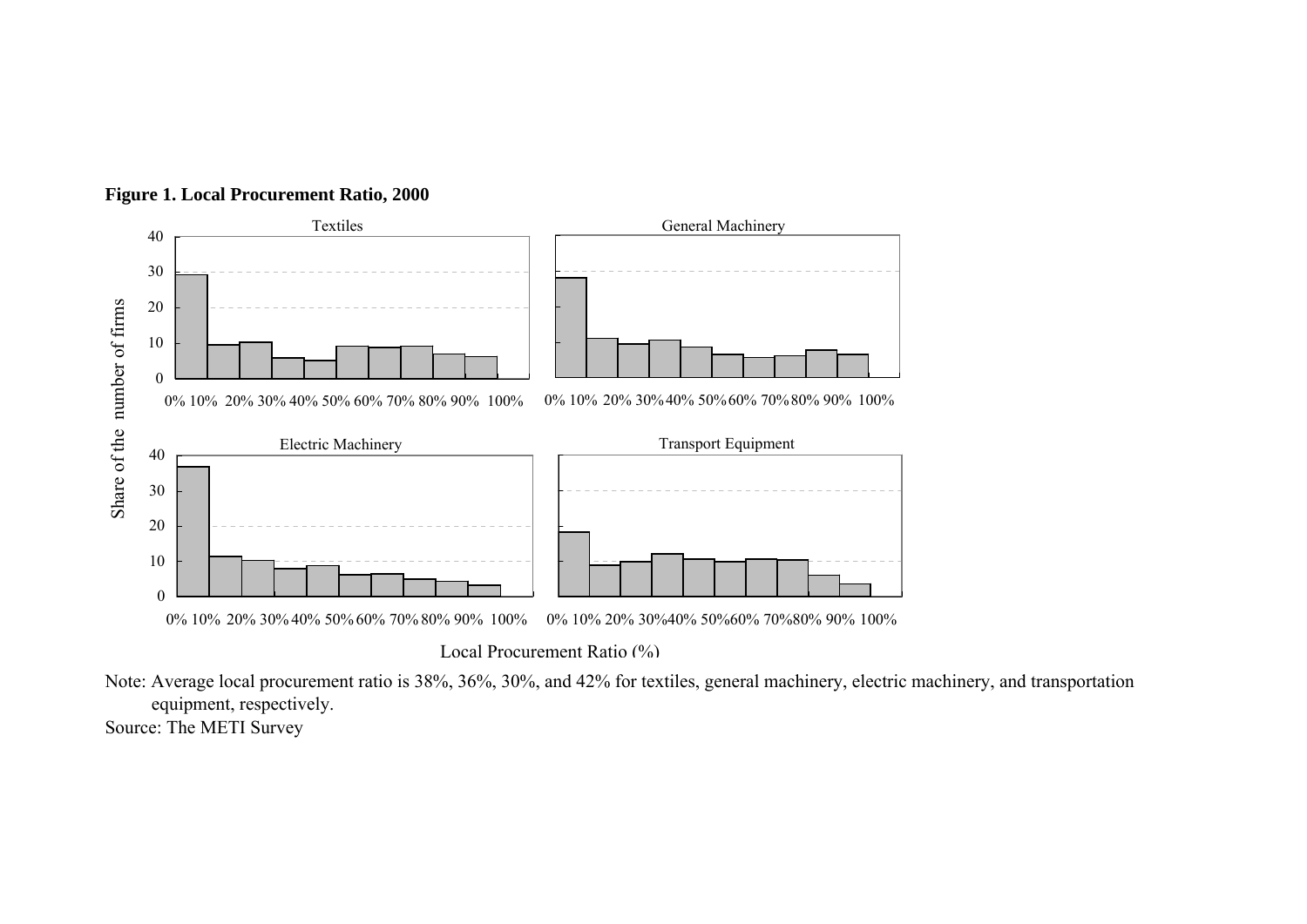**Figure 1. Local Procurement Ratio, 2000**

Note: Average local procurement ratio is 38%, 36%, 30%, and 42% for textiles, general machinery, electric machinery, and transportation equipment, respectively.

Source: The METI Survey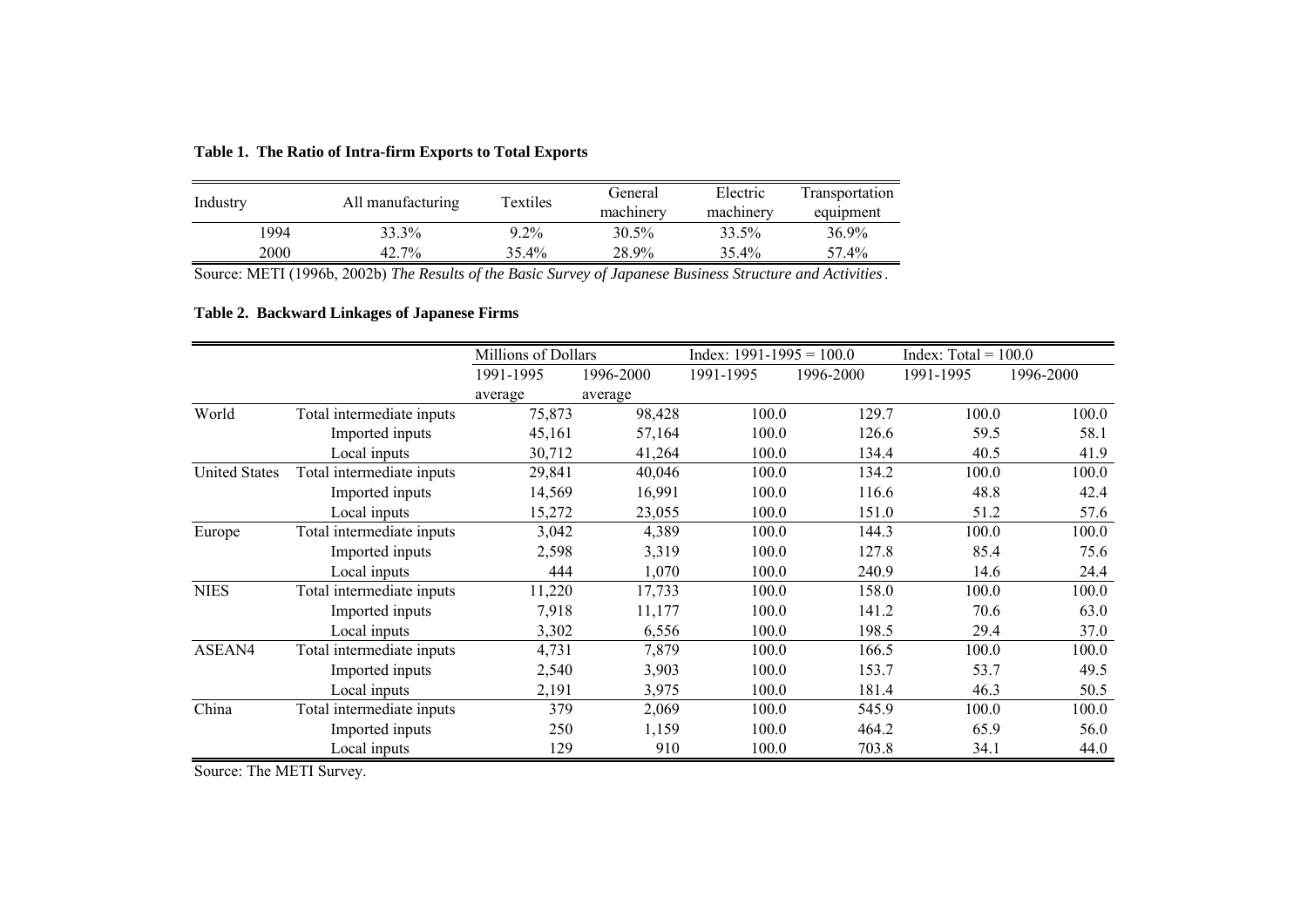**Table 1. The Ratio of Intra-firm Exports to Total Exports**

| Industry | All manufacturing | Textiles | General machinery | Electric machinery | Transportation equipment |
|---|---|---|---|---|---|
| 1994 | 33.3% | 9.2% | 30.5% | 33.5% | 36.9% |
| 2000 | 42.7% | 35.4% | 28.9% | 35.4% | 57.4% |

Source: METI (1996b, 2002b) *The Results of the Basic Survey of Japanese Business Structure and Activities*.

**Table 2. Backward Linkages of Japanese Firms**

| | | Millions of Dollars | | Index: 1991-1995 = 100.0 | | Index: Total = 100.0 | |
|---|---|---|---|---|---|---|---|
| | | 1991-1995 average | 1996-2000 average | 1991-1995 | 1996-2000 | 1991-1995 | 1996-2000 |
| World | Total intermediate inputs | 75,873 | 98,428 | 100.0 | 129.7 | 100.0 | 100.0 |
| | Imported inputs | 45,161 | 57,164 | 100.0 | 126.6 | 59.5 | 58.1 |
| | Local inputs | 30,712 | 41,264 | 100.0 | 134.4 | 40.5 | 41.9 |
| United States | Total intermediate inputs | 29,841 | 40,046 | 100.0 | 134.2 | 100.0 | 100.0 |
| | Imported inputs | 14,569 | 16,991 | 100.0 | 116.6 | 48.8 | 42.4 |
| | Local inputs | 15,272 | 23,055 | 100.0 | 151.0 | 51.2 | 57.6 |
| Europe | Total intermediate inputs | 3,042 | 4,389 | 100.0 | 144.3 | 100.0 | 100.0 |
| | Imported inputs | 2,598 | 3,319 | 100.0 | 127.8 | 85.4 | 75.6 |
| | Local inputs | 444 | 1,070 | 100.0 | 240.9 | 14.6 | 24.4 |
| NIES | Total intermediate inputs | 11,220 | 17,733 | 100.0 | 158.0 | 100.0 | 100.0 |
| | Imported inputs | 7,918 | 11,177 | 100.0 | 141.2 | 70.6 | 63.0 |
| | Local inputs | 3,302 | 6,556 | 100.0 | 198.5 | 29.4 | 37.0 |
| ASEAN4 | Total intermediate inputs | 4,731 | 7,879 | 100.0 | 166.5 | 100.0 | 100.0 |
| | Imported inputs | 2,540 | 3,903 | 100.0 | 153.7 | 53.7 | 49.5 |
| | Local inputs | 2,191 | 3,975 | 100.0 | 181.4 | 46.3 | 50.5 |
| China | Total intermediate inputs | 379 | 2,069 | 100.0 | 545.9 | 100.0 | 100.0 |
| | Imported inputs | 250 | 1,159 | 100.0 | 464.2 | 65.9 | 56.0 |
| | Local inputs | 129 | 910 | 100.0 | 703.8 | 34.1 | 44.0 |

Source: The METI Survey.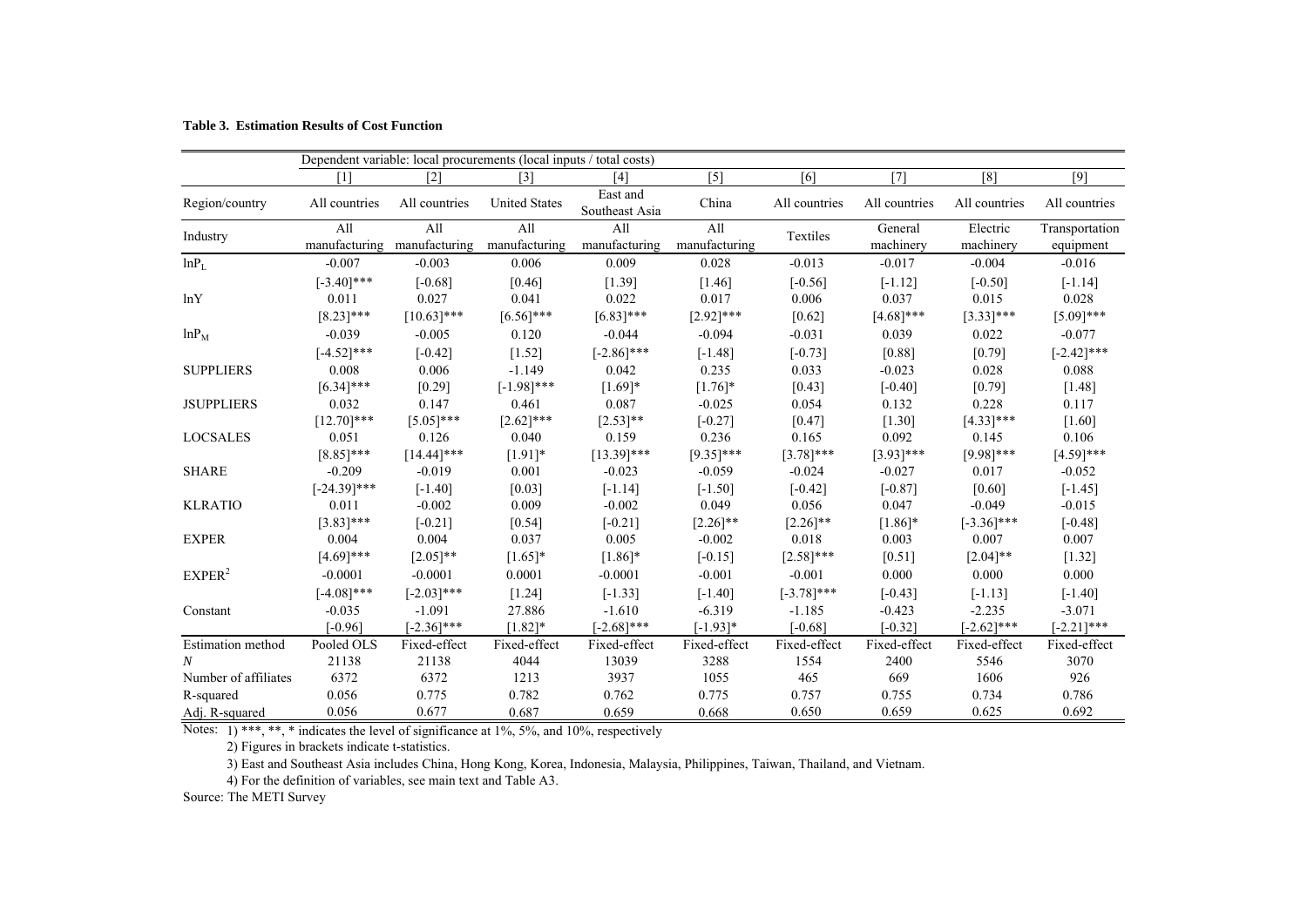**Table 3. Estimation Results of Cost Function**

| | Dependent variable: local procurements (local inputs / total costs) | | | | | | | | |
|---|---|---|---|---|---|---|---|---|---|
| | [1] | [2] | [3] | [4] | [5] | [6] | [7] | [8] | [9] |
| Region/country | All countries | All countries | United States | East and Southeast Asia | China | All countries | All countries | All countries | All countries |
| Industry | All manufacturing | All manufacturing | All manufacturing | All manufacturing | All manufacturing | Textiles | General machinery | Electric machinery | Transportation equipment |
| $\ln P_L$ | -0.007 | -0.003 | 0.006 | 0.009 | 0.028 | -0.013 | -0.017 | -0.004 | -0.016 |
| | [-3.40]*** | [-0.68] | [0.46] | [1.39] | [1.46] | [-0.56] | [-1.12] | [-0.50] | [-1.14] |
| $\ln Y$ | 0.011 | 0.027 | 0.041 | 0.022 | 0.017 | 0.006 | 0.037 | 0.015 | 0.028 |
| | [8.23]*** | [10.63]*** | [6.56]*** | [6.83]*** | [2.92]*** | [0.62] | [4.68]*** | [3.33]*** | [5.09]*** |
| $\ln P_M$ | -0.039 | -0.005 | 0.120 | -0.044 | -0.094 | -0.031 | 0.039 | 0.022 | -0.077 |
| | [-4.52]*** | [-0.42] | [1.52] | [-2.86]*** | [-1.48] | [-0.73] | [0.88] | [0.79] | [-2.42]*** |
| SUPPLIERS | 0.008 | 0.006 | -1.149 | 0.042 | 0.235 | 0.033 | -0.023 | 0.028 | 0.088 |
| | [6.34]*** | [0.29] | [-1.98]*** | [1.69]* | [1.76]* | [0.43] | [-0.40] | [0.79] | [1.48] |
| JSUPPLIERS | 0.032 | 0.147 | 0.461 | 0.087 | -0.025 | 0.054 | 0.132 | 0.228 | 0.117 |
| | [12.70]*** | [5.05]*** | [2.62]*** | [2.53]** | [-0.27] | [0.47] | [1.30] | [4.33]*** | [1.60] |
| LOCSALES | 0.051 | 0.126 | 0.040 | 0.159 | 0.236 | 0.165 | 0.092 | 0.145 | 0.106 |
| | [8.85]*** | [14.44]*** | [1.91]* | [13.39]*** | [9.35]*** | [3.78]*** | [3.93]*** | [9.98]*** | [4.59]*** |
| SHARE | -0.209 | -0.019 | 0.001 | -0.023 | -0.059 | -0.024 | -0.027 | 0.017 | -0.052 |
| | [-24.39]*** | [-1.40] | [0.03] | [-1.14] | [-1.50] | [-0.42] | [-0.87] | [0.60] | [-1.45] |
| KLRATIO | 0.011 | -0.002 | 0.009 | -0.002 | 0.049 | 0.056 | 0.047 | -0.049 | -0.015 |
| | [3.83]*** | [-0.21] | [0.54] | [-0.21] | [2.26]** | [2.26]** | [1.86]* | [-3.36]*** | [-0.48] |
| EXPER | 0.004 | 0.004 | 0.037 | 0.005 | -0.002 | 0.018 | 0.003 | 0.007 | 0.007 |
| | [4.69]*** | [2.05]** | [1.65]* | [1.86]* | [-0.15] | [2.58]*** | [0.51] | [2.04]** | [1.32] |
| $\text{EXPER}^2$ | -0.0001 | -0.0001 | 0.0001 | -0.0001 | -0.001 | -0.001 | 0.000 | 0.000 | 0.000 |
| | [-4.08]*** | [-2.03]*** | [1.24] | [-1.33] | [-1.40] | [-3.78]*** | [-0.43] | [-1.13] | [-1.40] |
| Constant | -0.035 | -1.091 | 27.886 | -1.610 | -6.319 | -1.185 | -0.423 | -2.235 | -3.071 |
| | [-0.96] | [-2.36]*** | [1.82]* | [-2.68]*** | [-1.93]* | [-0.68] | [-0.32] | [-2.62]*** | [-2.21]*** |
| Estimation method | Pooled OLS | Fixed-effect | Fixed-effect | Fixed-effect | Fixed-effect | Fixed-effect | Fixed-effect | Fixed-effect | Fixed-effect |
| $N$ | 21138 | 21138 | 4044 | 13039 | 3288 | 1554 | 2400 | 5546 | 3070 |
| Number of affiliates | 6372 | 6372 | 1213 | 3937 | 1055 | 465 | 669 | 1606 | 926 |
| R-squared | 0.056 | 0.775 | 0.782 | 0.762 | 0.775 | 0.757 | 0.755 | 0.734 | 0.786 |
| Adj. R-squared | 0.056 | 0.677 | 0.687 | 0.659 | 0.668 | 0.650 | 0.659 | 0.625 | 0.692 |

Notes: 1) ***, **, * indicates the level of significance at 1%, 5%, and 10%, respectively

2) Figures in brackets indicate t-statistics.

3) East and Southeast Asia includes China, Hong Kong, Korea, Indonesia, Malaysia, Philippines, Taiwan, Thailand, and Vietnam.

4) For the definition of variables, see main text and Table A3.

Source: The METI Survey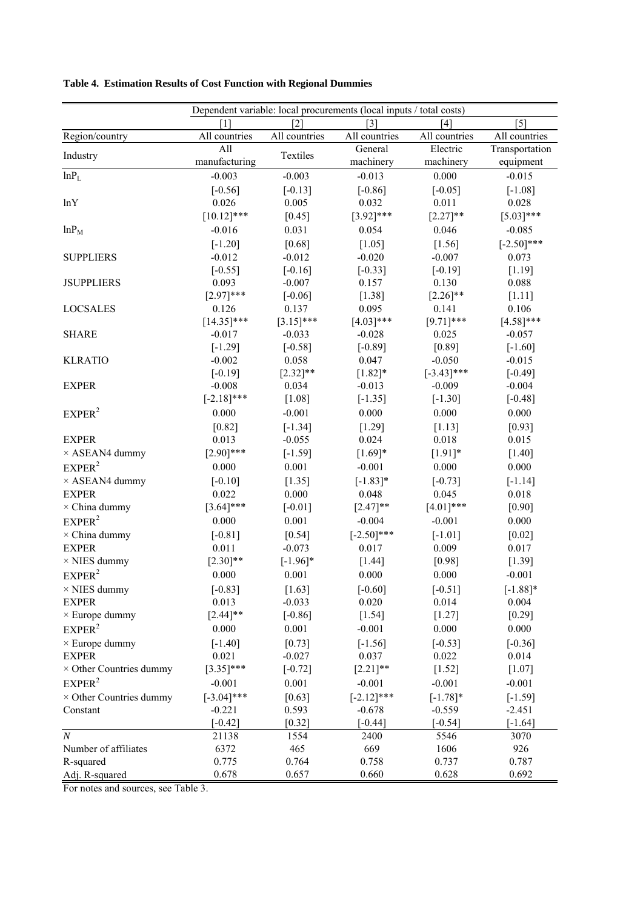**Table 4. Estimation Results of Cost Function with Regional Dummies**

| | Dependent variable: local procurements (local inputs / total costs) | | | | |
|---|---|---|---|---|---|
| | [1] | [2] | [3] | [4] | [5] |
| Region/country | All countries | All countries | All countries | All countries | All countries |
| Industry | All manufacturing | Textiles | General machinery | Electric machinery | Transportation equipment |
| $\ln P_L$ | -0.003 | -0.003 | -0.013 | 0.000 | -0.015 |
| | [-0.56] | [-0.13] | [-0.86] | [-0.05] | [-1.08] |
| lnY | 0.026 | 0.005 | 0.032 | 0.011 | 0.028 |
| | [10.12]*** | [0.45] | [3.92]*** | [2.27]** | [5.03]*** |
| $\ln P_M$ | -0.016 | 0.031 | 0.054 | 0.046 | -0.085 |
| | [-1.20] | [0.68] | [1.05] | [1.56] | [-2.50]*** |
| SUPPLIERS | -0.012 | -0.012 | -0.020 | -0.007 | 0.073 |
| | [-0.55] | [-0.16] | [-0.33] | [-0.19] | [1.19] |
| JSUPPLIERS | 0.093 | -0.007 | 0.157 | 0.130 | 0.088 |
| | [2.97]*** | [-0.06] | [1.38] | [2.26]** | [1.11] |
| LOCSALES | 0.126 | 0.137 | 0.095 | 0.141 | 0.106 |
| | [14.35]*** | [3.15]*** | [4.03]*** | [9.71]*** | [4.58]*** |
| SHARE | -0.017 | -0.033 | -0.028 | 0.025 | -0.057 |
| | [-1.29] | [-0.58] | [-0.89] | [0.89] | [-1.60] |
| KLRATIO | -0.002 | 0.058 | 0.047 | -0.050 | -0.015 |
| | [-0.19] | [2.32]** | [1.82]* | [-3.43]*** | [-0.49] |
| EXPER | -0.008 | 0.034 | -0.013 | -0.009 | -0.004 |
| | [-2.18]*** | [1.08] | [-1.35] | [-1.30] | [-0.48] |
| $EXPER^2$ | 0.000 | -0.001 | 0.000 | 0.000 | 0.000 |
| | [0.82] | [-1.34] | [1.29] | [1.13] | [0.93] |
| EXPER × ASEAN4 dummy | 0.013 | -0.055 | 0.024 | 0.018 | 0.015 |
| | [2.90]*** | [-1.59] | [1.69]* | [1.91]* | [1.40] |
| $EXPER^2$ × ASEAN4 dummy | 0.000 | 0.001 | -0.001 | 0.000 | 0.000 |
| | [-0.10] | [1.35] | [-1.83]* | [-0.73] | [-1.14] |
| EXPER × China dummy | 0.022 | 0.000 | 0.048 | 0.045 | 0.018 |
| | [3.64]*** | [-0.01] | [2.47]** | [4.01]*** | [0.90] |
| $EXPER^2$ × China dummy | 0.000 | 0.001 | -0.004 | -0.001 | 0.000 |
| | [-0.81] | [0.54] | [-2.50]*** | [-1.01] | [0.02] |
| EXPER × NIES dummy | 0.011 | -0.073 | 0.017 | 0.009 | 0.017 |
| | [2.30]** | [-1.96]* | [1.44] | [0.98] | [1.39] |
| $EXPER^2$ × NIES dummy | 0.000 | 0.001 | 0.000 | 0.000 | -0.001 |
| | [-0.83] | [1.63] | [-0.60] | [-0.51] | [-1.88]* |
| EXPER × Europe dummy | 0.013 | -0.033 | 0.020 | 0.014 | 0.004 |
| | [2.44]** | [-0.86] | [1.54] | [1.27] | [0.29] |
| $EXPER^2$ × Europe dummy | 0.000 | 0.001 | -0.001 | 0.000 | 0.000 |
| | [-1.40] | [0.73] | [-1.56] | [-0.53] | [-0.36] |
| EXPER × Other Countries dummy | 0.021 | -0.027 | 0.037 | 0.022 | 0.014 |
| | [3.35]*** | [-0.72] | [2.21]** | [1.52] | [1.07] |
| $EXPER^2$ × Other Countries dummy | -0.001 | 0.001 | -0.001 | -0.001 | -0.001 |
| | [-3.04]*** | [0.63] | [-2.12]*** | [-1.78]* | [-1.59] |
| Constant | -0.221 | 0.593 | -0.678 | -0.559 | -2.451 |
| | [-0.42] | [0.32] | [-0.44] | [-0.54] | [-1.64] |
| *N* | 21138 | 1554 | 2400 | 5546 | 3070 |
| Number of affiliates | 6372 | 465 | 669 | 1606 | 926 |
| R-squared | 0.775 | 0.764 | 0.758 | 0.737 | 0.787 |
| Adj. R-squared | 0.678 | 0.657 | 0.660 | 0.628 | 0.692 |

For notes and sources, see Table 3.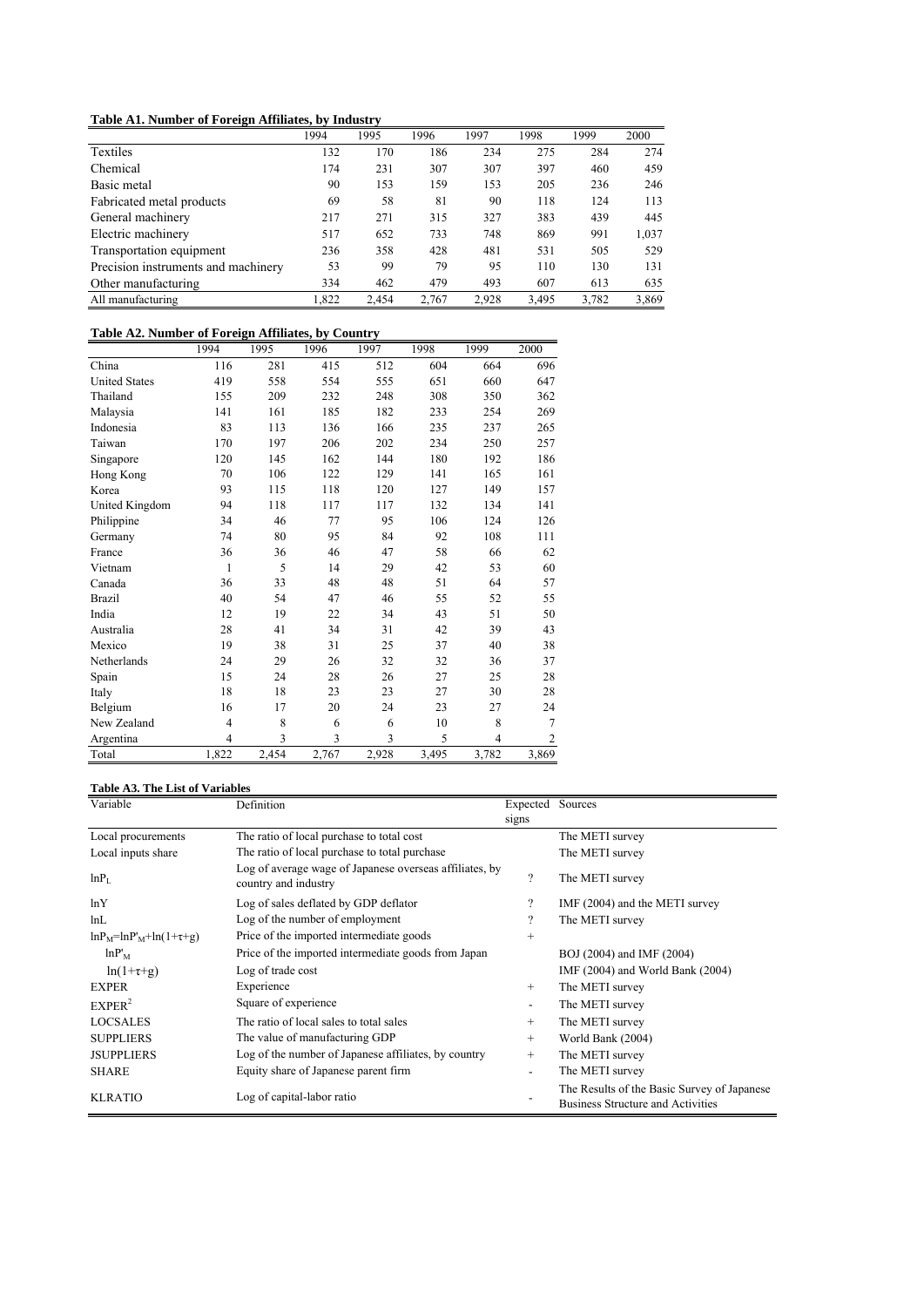**Table A1. Number of Foreign Affiliates, by Industry**

| | 1994 | 1995 | 1996 | 1997 | 1998 | 1999 | 2000 |
|---|---|---|---|---|---|---|---|
| Textiles | 132 | 170 | 186 | 234 | 275 | 284 | 274 |
| Chemical | 174 | 231 | 307 | 307 | 397 | 460 | 459 |
| Basic metal | 90 | 153 | 159 | 153 | 205 | 236 | 246 |
| Fabricated metal products | 69 | 58 | 81 | 90 | 118 | 124 | 113 |
| General machinery | 217 | 271 | 315 | 327 | 383 | 439 | 445 |
| Electric machinery | 517 | 652 | 733 | 748 | 869 | 991 | 1,037 |
| Transportation equipment | 236 | 358 | 428 | 481 | 531 | 505 | 529 |
| Precision instruments and machinery | 53 | 99 | 79 | 95 | 110 | 130 | 131 |
| Other manufacturing | 334 | 462 | 479 | 493 | 607 | 613 | 635 |
| All manufacturing | 1,822 | 2,454 | 2,767 | 2,928 | 3,495 | 3,782 | 3,869 |

**Table A2. Number of Foreign Affiliates, by Country**

| | 1994 | 1995 | 1996 | 1997 | 1998 | 1999 | 2000 |
|---|---|---|---|---|---|---|---|
| China | 116 | 281 | 415 | 512 | 604 | 664 | 696 |
| United States | 419 | 558 | 554 | 555 | 651 | 660 | 647 |
| Thailand | 155 | 209 | 232 | 248 | 308 | 350 | 362 |
| Malaysia | 141 | 161 | 185 | 182 | 233 | 254 | 269 |
| Indonesia | 83 | 113 | 136 | 166 | 235 | 237 | 265 |
| Taiwan | 170 | 197 | 206 | 202 | 234 | 250 | 257 |
| Singapore | 120 | 145 | 162 | 144 | 180 | 192 | 186 |
| Hong Kong | 70 | 106 | 122 | 129 | 141 | 165 | 161 |
| Korea | 93 | 115 | 118 | 120 | 127 | 149 | 157 |
| United Kingdom | 94 | 118 | 117 | 117 | 132 | 134 | 141 |
| Philippine | 34 | 46 | 77 | 95 | 106 | 124 | 126 |
| Germany | 74 | 80 | 95 | 84 | 92 | 108 | 111 |
| France | 36 | 36 | 46 | 47 | 58 | 66 | 62 |
| Vietnam | 1 | 5 | 14 | 29 | 42 | 53 | 60 |
| Canada | 36 | 33 | 48 | 48 | 51 | 64 | 57 |
| Brazil | 40 | 54 | 47 | 46 | 55 | 52 | 55 |
| India | 12 | 19 | 22 | 34 | 43 | 51 | 50 |
| Australia | 28 | 41 | 34 | 31 | 42 | 39 | 43 |
| Mexico | 19 | 38 | 31 | 25 | 37 | 40 | 38 |
| Netherlands | 24 | 29 | 26 | 32 | 32 | 36 | 37 |
| Spain | 15 | 24 | 28 | 26 | 27 | 25 | 28 |
| Italy | 18 | 18 | 23 | 23 | 27 | 30 | 28 |
| Belgium | 16 | 17 | 20 | 24 | 23 | 27 | 24 |
| New Zealand | 4 | 8 | 6 | 6 | 10 | 8 | 7 |
| Argentina | 4 | 3 | 3 | 3 | 5 | 4 | 2 |
| Total | 1,822 | 2,454 | 2,767 | 2,928 | 3,495 | 3,782 | 3,869 |

**Table A3. The List of Variables**

| Variable | Definition | Expected signs | Sources |
|---|---|---|---|
| Local procurements | The ratio of local purchase to total cost | | The METI survey |
| Local inputs share | The ratio of local purchase to total purchase | | The METI survey |
| $\ln P_L$ | Log of average wage of Japanese overseas affiliates, by country and industry | ? | The METI survey |
| $\ln Y$ | Log of sales deflated by GDP deflator | ? | IMF (2004) and the METI survey |
| $\ln L$ | Log of the number of employment | ? | The METI survey |
| $\ln P_M = \ln P'_M + \ln(1+\tau+g)$ | Price of the imported intermediate goods | + | |
| $\ln P'_M$ | Price of the imported intermediate goods from Japan | | BOJ (2004) and IMF (2004) |
| $\ln(1+\tau+g)$ | Log of trade cost | | IMF (2004) and World Bank (2004) |
| EXPER | Experience | + | The METI survey |
| $EXPER^2$ | Square of experience | - | The METI survey |
| LOCSALES | The ratio of local sales to total sales | + | The METI survey |
| SUPPLIERS | The value of manufacturing GDP | + | World Bank (2004) |
| JSUPPLIERS | Log of the number of Japanese affiliates, by country | + | The METI survey |
| SHARE | Equity share of Japanese parent firm | - | The METI survey |
| KLRATIO | Log of capital-labor ratio | - | The Results of the Basic Survey of Japanese Business Structure and Activities |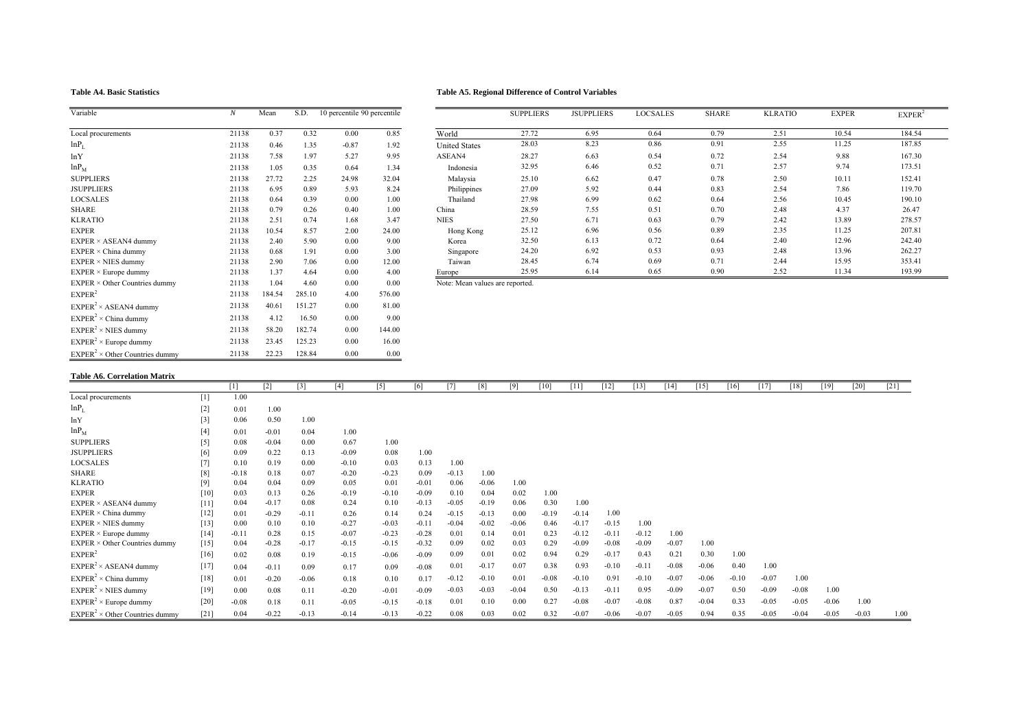**Table A4. Basic Statistics**

| Variable | $N$ | Mean | S.D. | 10 percentile | 90 percentile |
|---|---|---|---|---|---|
| Local procurements | 21138 | 0.37 | 0.32 | 0.00 | 0.85 |
| $\ln P_L$ | 21138 | 0.46 | 1.35 | -0.87 | 1.92 |
| lnY | 21138 | 7.58 | 1.97 | 5.27 | 9.95 |
| $\ln P_M$ | 21138 | 1.05 | 0.35 | 0.64 | 1.34 |
| SUPPLIERS | 21138 | 27.72 | 2.25 | 24.98 | 32.04 |
| JSUPPLIERS | 21138 | 6.95 | 0.89 | 5.93 | 8.24 |
| LOCSALES | 21138 | 0.64 | 0.39 | 0.00 | 1.00 |
| SHARE | 21138 | 0.79 | 0.26 | 0.40 | 1.00 |
| KLRATIO | 21138 | 2.51 | 0.74 | 1.68 | 3.47 |
| EXPER | 21138 | 10.54 | 8.57 | 2.00 | 24.00 |
| EXPER × ASEAN4 dummy | 21138 | 2.40 | 5.90 | 0.00 | 9.00 |
| EXPER × China dummy | 21138 | 0.68 | 1.91 | 0.00 | 3.00 |
| EXPER × NIES dummy | 21138 | 2.90 | 7.06 | 0.00 | 12.00 |
| EXPER × Europe dummy | 21138 | 1.37 | 4.64 | 0.00 | 4.00 |
| EXPER × Other Countries dummy | 21138 | 1.04 | 4.60 | 0.00 | 0.00 |
| $EXPER^2$ | 21138 | 184.54 | 285.10 | 4.00 | 576.00 |
| $EXPER^2$ × ASEAN4 dummy | 21138 | 40.61 | 151.27 | 0.00 | 81.00 |
| $EXPER^2$ × China dummy | 21138 | 4.12 | 16.50 | 0.00 | 9.00 |
| $EXPER^2$ × NIES dummy | 21138 | 58.20 | 182.74 | 0.00 | 144.00 |
| $EXPER^2$ × Europe dummy | 21138 | 23.45 | 125.23 | 0.00 | 16.00 |
| $EXPER^2$ × Other Countries dummy | 21138 | 22.23 | 128.84 | 0.00 | 0.00 |

**Table A5. Regional Difference of Control Variables**

| | SUPPLIERS | JSUPPLIERS | LOCSALES | SHARE | KLRATIO | EXPER | $EXPER^2$ |
|---|---|---|---|---|---|---|---|
| World | 27.72 | 6.95 | 0.64 | 0.79 | 2.51 | 10.54 | 184.54 |
| United States | 28.03 | 8.23 | 0.86 | 0.91 | 2.55 | 11.25 | 187.85 |
| ASEAN4 | 28.27 | 6.63 | 0.54 | 0.72 | 2.54 | 9.88 | 167.30 |
| Indonesia | 32.95 | 6.46 | 0.52 | 0.71 | 2.57 | 9.74 | 173.51 |
| Malaysia | 25.10 | 6.62 | 0.47 | 0.78 | 2.50 | 10.11 | 152.41 |
| Philippines | 27.09 | 5.92 | 0.44 | 0.83 | 2.54 | 7.86 | 119.70 |
| Thailand | 27.98 | 6.99 | 0.62 | 0.64 | 2.56 | 10.45 | 190.10 |
| China | 28.59 | 7.55 | 0.51 | 0.70 | 2.48 | 4.37 | 26.47 |
| NIES | 27.50 | 6.71 | 0.63 | 0.79 | 2.42 | 13.89 | 278.57 |
| Hong Kong | 25.12 | 6.96 | 0.56 | 0.89 | 2.35 | 11.25 | 207.81 |
| Korea | 32.50 | 6.13 | 0.72 | 0.64 | 2.40 | 12.96 | 242.40 |
| Singapore | 24.20 | 6.92 | 0.53 | 0.93 | 2.48 | 13.96 | 262.27 |
| Taiwan | 28.45 | 6.74 | 0.69 | 0.71 | 2.44 | 15.95 | 353.41 |
| Europe | 25.95 | 6.14 | 0.65 | 0.90 | 2.52 | 11.34 | 193.99 |

Note: Mean values are reported.

**Table A6. Correlation Matrix**

| | | [1] | [2] | [3] | [4] | [5] | [6] | [7] | [8] | [9] | [10] | [11] | [12] | [13] | [14] | [15] | [16] | [17] | [18] | [19] | [20] | [21] |
|---|---|---|---|---|---|---|---|---|---|---|---|---|---|---|---|---|---|---|---|---|---|---|
| Local procurements | [1] | 1.00 | | | | | | | | | | | | | | | | | | | | |
| $\ln P_L$ | [2] | 0.01 | 1.00 | | | | | | | | | | | | | | | | | | | |
| lnY | [3] | 0.06 | 0.50 | 1.00 | | | | | | | | | | | | | | | | | | |
| $\ln P_M$ | [4] | 0.01 | -0.01 | 0.04 | 1.00 | | | | | | | | | | | | | | | | | |
| SUPPLIERS | [5] | 0.08 | -0.04 | 0.00 | 0.67 | 1.00 | | | | | | | | | | | | | | | | |
| JSUPPLIERS | [6] | 0.09 | 0.22 | 0.13 | -0.09 | 0.08 | 1.00 | | | | | | | | | | | | | | | |
| LOCSALES | [7] | 0.10 | 0.19 | 0.00 | -0.10 | 0.03 | 0.13 | 1.00 | | | | | | | | | | | | | | |
| SHARE | [8] | -0.18 | 0.18 | 0.07 | -0.20 | -0.23 | 0.09 | -0.13 | 1.00 | | | | | | | | | | | | | |
| KLRATIO | [9] | 0.04 | 0.04 | 0.09 | 0.05 | 0.01 | -0.01 | 0.06 | -0.06 | 1.00 | | | | | | | | | | | | |
| EXPER | [10] | 0.03 | 0.13 | 0.26 | -0.19 | -0.10 | -0.09 | 0.10 | 0.04 | 0.02 | 1.00 | | | | | | | | | | | |
| EXPER × ASEAN4 dummy | [11] | 0.04 | -0.17 | 0.08 | 0.24 | 0.10 | -0.13 | -0.05 | -0.19 | 0.06 | 0.30 | 1.00 | | | | | | | | | | |
| EXPER × China dummy | [12] | 0.01 | -0.29 | -0.11 | 0.26 | 0.14 | 0.24 | -0.15 | -0.13 | 0.00 | -0.19 | -0.14 | 1.00 | | | | | | | | | |
| EXPER × NIES dummy | [13] | 0.00 | 0.10 | 0.10 | -0.27 | -0.03 | -0.11 | -0.04 | -0.02 | -0.06 | 0.46 | -0.17 | -0.15 | 1.00 | | | | | | | | |
| EXPER × Europe dummy | [14] | -0.11 | 0.28 | 0.15 | -0.07 | -0.23 | -0.28 | 0.01 | 0.14 | 0.01 | 0.23 | -0.12 | -0.11 | -0.12 | 1.00 | | | | | | | |
| EXPER × Other Countries dummy | [15] | 0.04 | -0.28 | -0.17 | -0.15 | -0.15 | -0.32 | 0.09 | 0.02 | 0.03 | 0.29 | -0.09 | -0.08 | -0.09 | -0.07 | 1.00 | | | | | | |
| $EXPER^2$ | [16] | 0.02 | 0.08 | 0.19 | -0.15 | -0.06 | -0.09 | 0.09 | 0.01 | 0.02 | 0.94 | 0.29 | -0.17 | 0.43 | 0.21 | 0.30 | 1.00 | | | | | |
| $EXPER^2$ × ASEAN4 dummy | [17] | 0.04 | -0.11 | 0.09 | 0.17 | 0.09 | -0.08 | 0.01 | -0.17 | 0.07 | 0.38 | 0.93 | -0.10 | -0.11 | -0.08 | -0.06 | 0.40 | 1.00 | | | | |
| $EXPER^2$ × China dummy | [18] | 0.01 | -0.20 | -0.06 | 0.18 | 0.10 | 0.17 | -0.12 | -0.10 | 0.01 | -0.08 | -0.10 | 0.91 | -0.10 | -0.07 | -0.06 | -0.10 | -0.07 | 1.00 | | | |
| $EXPER^2$ × NIES dummy | [19] | 0.00 | 0.08 | 0.11 | -0.20 | -0.01 | -0.09 | -0.03 | -0.03 | -0.04 | 0.50 | -0.13 | -0.11 | 0.95 | -0.09 | -0.07 | 0.50 | -0.09 | -0.08 | 1.00 | | |
| $EXPER^2$ × Europe dummy | [20] | -0.08 | 0.18 | 0.11 | -0.05 | -0.15 | -0.18 | 0.01 | 0.10 | 0.00 | 0.27 | -0.08 | -0.07 | -0.08 | 0.87 | -0.04 | 0.33 | -0.05 | -0.05 | -0.06 | 1.00 | |
| $EXPER^2$ × Other Countries dummy | [21] | 0.04 | -0.22 | -0.13 | -0.14 | -0.13 | -0.22 | 0.08 | 0.03 | 0.02 | 0.32 | -0.07 | -0.06 | -0.07 | -0.05 | 0.94 | 0.35 | -0.05 | -0.04 | -0.05 | -0.03 | 1.00 |